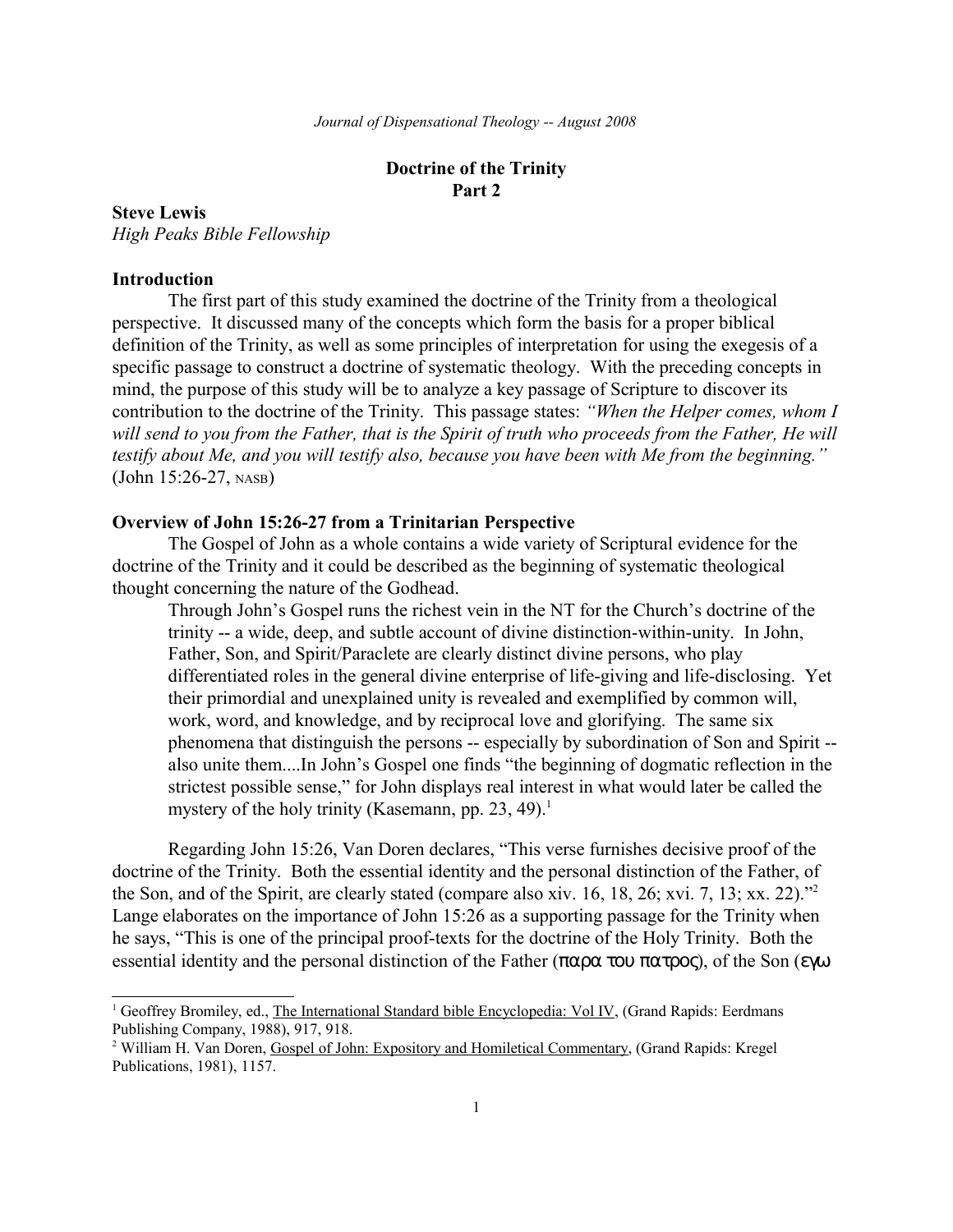# Doctrine of the Trinity
## Part 2

**Steve Lewis**
*High Peaks Bible Fellowship*

### Introduction

The first part of this study examined the doctrine of the Trinity from a theological perspective. It discussed many of the concepts which form the basis for a proper biblical definition of the Trinity, as well as some principles of interpretation for using the exegesis of a specific passage to construct a doctrine of systematic theology. With the preceding concepts in mind, the purpose of this study will be to analyze a key passage of Scripture to discover its contribution to the doctrine of the Trinity. This passage states: *"When the Helper comes, whom I will send to you from the Father, that is the Spirit of truth who proceeds from the Father, He will testify about Me, and you will testify also, because you have been with Me from the beginning."* (John 15:26-27, NASB)

### Overview of John 15:26-27 from a Trinitarian Perspective

The Gospel of John as a whole contains a wide variety of Scriptural evidence for the doctrine of the Trinity and it could be described as the beginning of systematic theological thought concerning the nature of the Godhead.

> Through John's Gospel runs the richest vein in the NT for the Church's doctrine of the trinity -- a wide, deep, and subtle account of divine distinction-within-unity. In John, Father, Son, and Spirit/Paraclete are clearly distinct divine persons, who play differentiated roles in the general divine enterprise of life-giving and life-disclosing. Yet their primordial and unexplained unity is revealed and exemplified by common will, work, word, and knowledge, and by reciprocal love and glorifying. The same six phenomena that distinguish the persons -- especially by subordination of Son and Spirit -- also unite them....In John's Gospel one finds "the beginning of dogmatic reflection in the strictest possible sense," for John displays real interest in what would later be called the mystery of the holy trinity (Kasemann, pp. 23, 49).[1]

Regarding John 15:26, Van Doren declares, "This verse furnishes decisive proof of the doctrine of the Trinity. Both the essential identity and the personal distinction of the Father, of the Son, and of the Spirit, are clearly stated (compare also xiv. 16, 18, 26; xvi. 7, 13; xx. 22)."[2] Lange elaborates on the importance of John 15:26 as a supporting passage for the Trinity when he says, "This is one of the principal proof-texts for the doctrine of the Holy Trinity. Both the essential identity and the personal distinction of the Father (παρα του πατρος), of the Son (εγω

---

[1] Geoffrey Bromiley, ed., The International Standard bible Encyclopedia: Vol IV, (Grand Rapids: Eerdmans Publishing Company, 1988), 917, 918.

[2] William H. Van Doren, Gospel of John: Expository and Homiletical Commentary, (Grand Rapids: Kregel Publications, 1981), 1157.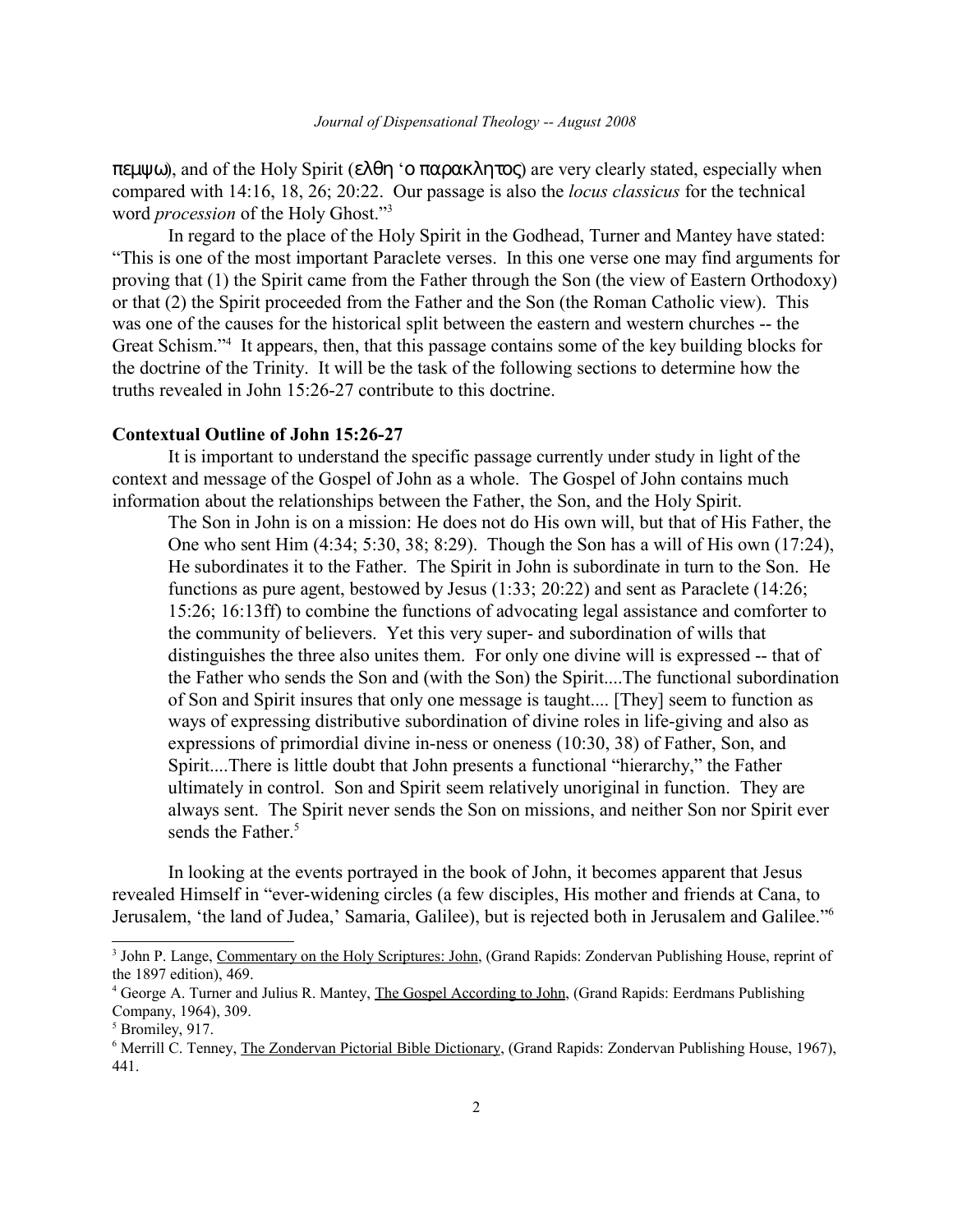πεμψω), and of the Holy Spirit (ελθη 'ο παρακλητος) are very clearly stated, especially when compared with 14:16, 18, 26; 20:22. Our passage is also the *locus classicus* for the technical word *procession* of the Holy Ghost."[3]

In regard to the place of the Holy Spirit in the Godhead, Turner and Mantey have stated: "This is one of the most important Paraclete verses. In this one verse one may find arguments for proving that (1) the Spirit came from the Father through the Son (the view of Eastern Orthodoxy) or that (2) the Spirit proceeded from the Father and the Son (the Roman Catholic view). This was one of the causes for the historical split between the eastern and western churches -- the Great Schism."[4] It appears, then, that this passage contains some of the key building blocks for the doctrine of the Trinity. It will be the task of the following sections to determine how the truths revealed in John 15:26-27 contribute to this doctrine.

**Contextual Outline of John 15:26-27**

It is important to understand the specific passage currently under study in light of the context and message of the Gospel of John as a whole. The Gospel of John contains much information about the relationships between the Father, the Son, and the Holy Spirit.

> The Son in John is on a mission: He does not do His own will, but that of His Father, the One who sent Him (4:34; 5:30, 38; 8:29). Though the Son has a will of His own (17:24), He subordinates it to the Father. The Spirit in John is subordinate in turn to the Son. He functions as pure agent, bestowed by Jesus (1:33; 20:22) and sent as Paraclete (14:26; 15:26; 16:13ff) to combine the functions of advocating legal assistance and comforter to the community of believers. Yet this very super- and subordination of wills that distinguishes the three also unites them. For only one divine will is expressed -- that of the Father who sends the Son and (with the Son) the Spirit....The functional subordination of Son and Spirit insures that only one message is taught.... [They] seem to function as ways of expressing distributive subordination of divine roles in life-giving and also as expressions of primordial divine in-ness or oneness (10:30, 38) of Father, Son, and Spirit....There is little doubt that John presents a functional "hierarchy," the Father ultimately in control. Son and Spirit seem relatively unoriginal in function. They are always sent. The Spirit never sends the Son on missions, and neither Son nor Spirit ever sends the Father.[5]

In looking at the events portrayed in the book of John, it becomes apparent that Jesus revealed Himself in "ever-widening circles (a few disciples, His mother and friends at Cana, to Jerusalem, 'the land of Judea,' Samaria, Galilee), but is rejected both in Jerusalem and Galilee."[6]

---

[3] John P. Lange, Commentary on the Holy Scriptures: John, (Grand Rapids: Zondervan Publishing House, reprint of the 1897 edition), 469.

[4] George A. Turner and Julius R. Mantey, The Gospel According to John, (Grand Rapids: Eerdmans Publishing Company, 1964), 309.

[5] Bromiley, 917.

[6] Merrill C. Tenney, The Zondervan Pictorial Bible Dictionary, (Grand Rapids: Zondervan Publishing House, 1967), 441.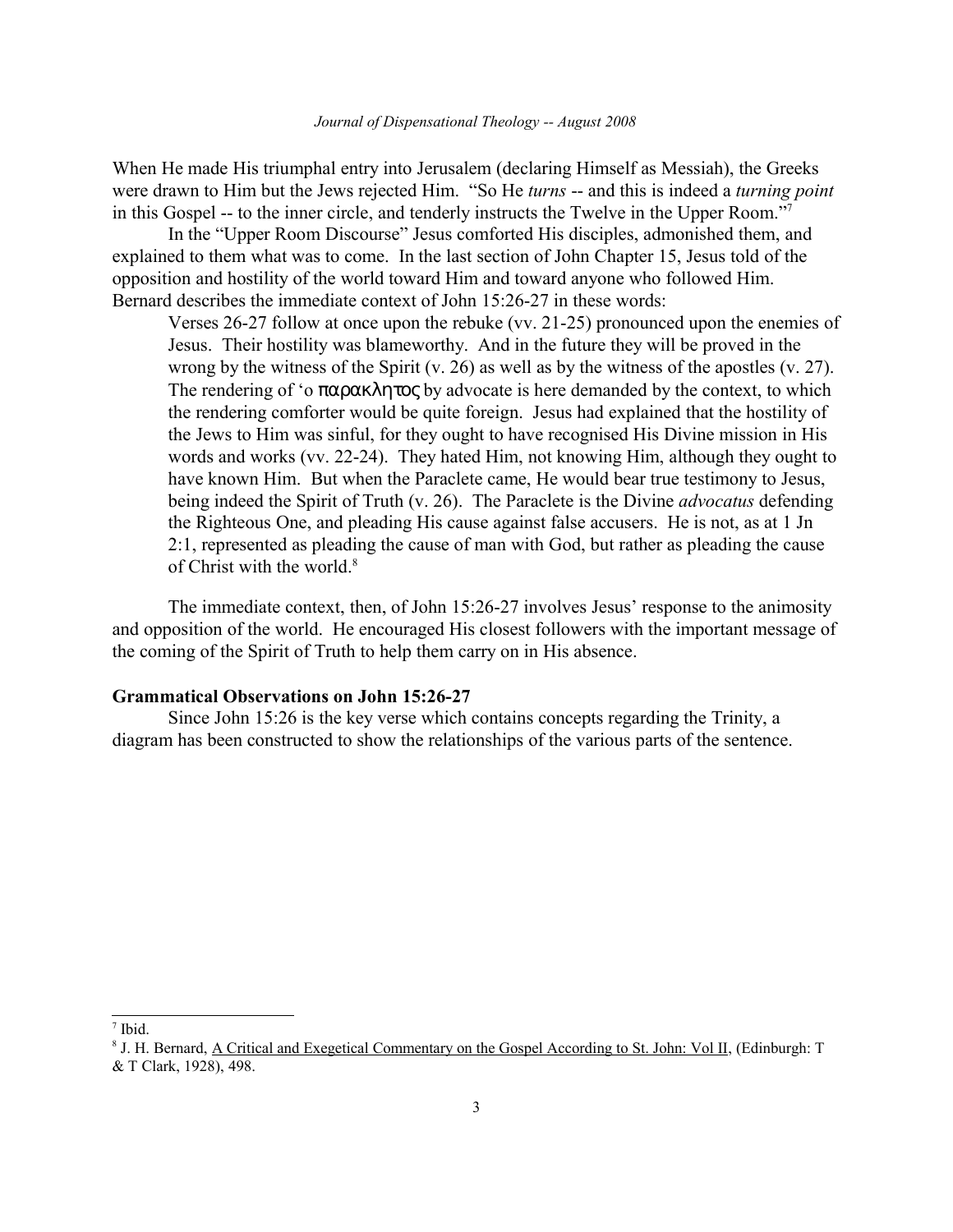When He made His triumphal entry into Jerusalem (declaring Himself as Messiah), the Greeks were drawn to Him but the Jews rejected Him. "So He *turns* -- and this is indeed a *turning point* in this Gospel -- to the inner circle, and tenderly instructs the Twelve in the Upper Room."[7]

In the "Upper Room Discourse" Jesus comforted His disciples, admonished them, and explained to them what was to come. In the last section of John Chapter 15, Jesus told of the opposition and hostility of the world toward Him and toward anyone who followed Him. Bernard describes the immediate context of John 15:26-27 in these words:

> Verses 26-27 follow at once upon the rebuke (vv. 21-25) pronounced upon the enemies of Jesus. Their hostility was blameworthy. And in the future they will be proved in the wrong by the witness of the Spirit (v. 26) as well as by the witness of the apostles (v. 27). The rendering of 'ο παρακλητος by advocate is here demanded by the context, to which the rendering comforter would be quite foreign. Jesus had explained that the hostility of the Jews to Him was sinful, for they ought to have recognised His Divine mission in His words and works (vv. 22-24). They hated Him, not knowing Him, although they ought to have known Him. But when the Paraclete came, He would bear true testimony to Jesus, being indeed the Spirit of Truth (v. 26). The Paraclete is the Divine *advocatus* defending the Righteous One, and pleading His cause against false accusers. He is not, as at 1 Jn 2:1, represented as pleading the cause of man with God, but rather as pleading the cause of Christ with the world.[8]

The immediate context, then, of John 15:26-27 involves Jesus' response to the animosity and opposition of the world. He encouraged His closest followers with the important message of the coming of the Spirit of Truth to help them carry on in His absence.

**Grammatical Observations on John 15:26-27**

Since John 15:26 is the key verse which contains concepts regarding the Trinity, a diagram has been constructed to show the relationships of the various parts of the sentence.

---

[7] Ibid.

[8] J. H. Bernard, A Critical and Exegetical Commentary on the Gospel According to St. John: Vol II, (Edinburgh: T & T Clark, 1928), 498.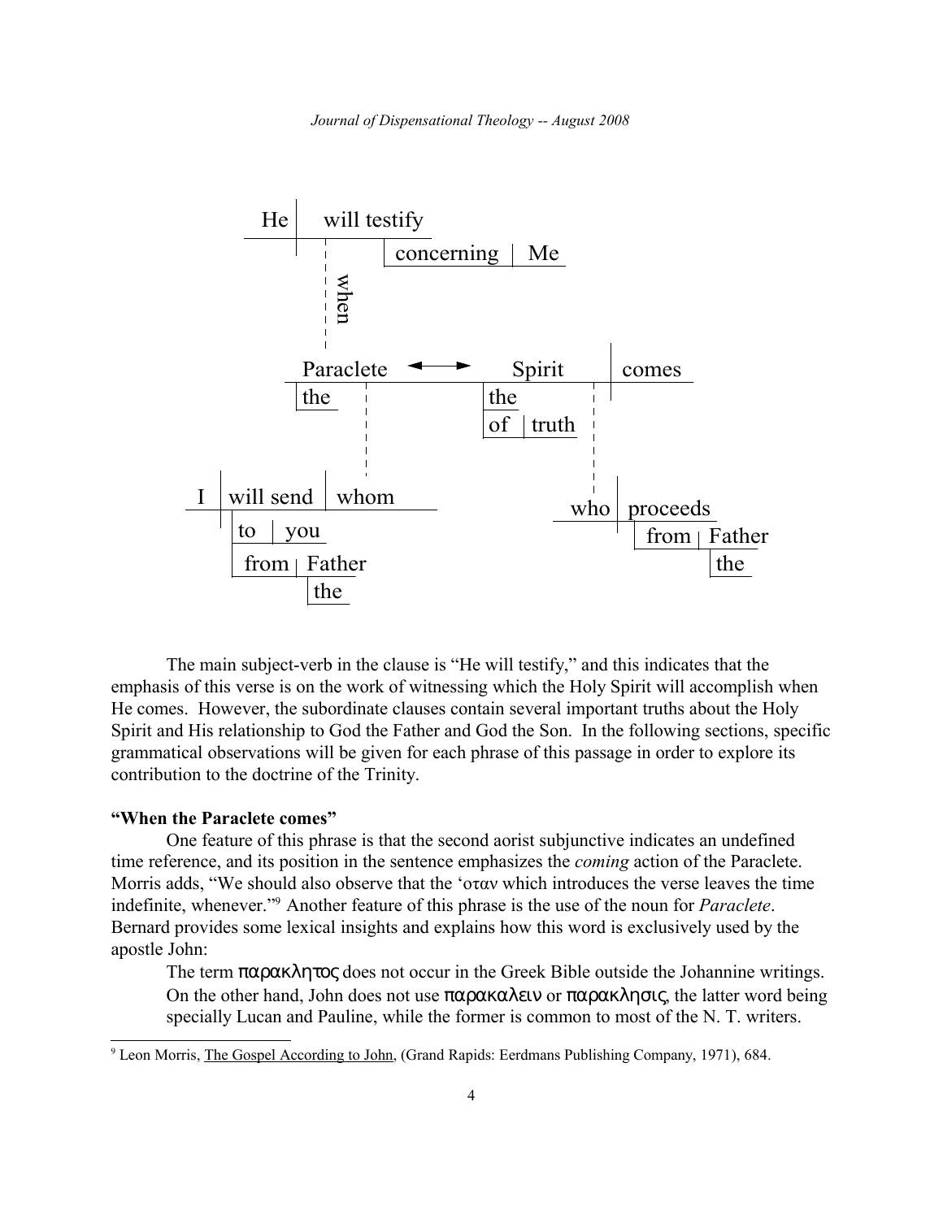```
He | will testify
   |   concerning | Me
   (when)
the Paraclete <--> the Spirit of truth | comes
   I | will send | whom
       to | you
       from | the Father
   who | proceeds
         from | the Father
```

The main subject-verb in the clause is "He will testify," and this indicates that the emphasis of this verse is on the work of witnessing which the Holy Spirit will accomplish when He comes. However, the subordinate clauses contain several important truths about the Holy Spirit and His relationship to God the Father and God the Son. In the following sections, specific grammatical observations will be given for each phrase of this passage in order to explore its contribution to the doctrine of the Trinity.

**"When the Paraclete comes"**

One feature of this phrase is that the second aorist subjunctive indicates an undefined time reference, and its position in the sentence emphasizes the *coming* action of the Paraclete. Morris adds, "We should also observe that the 'οταν which introduces the verse leaves the time indefinite, whenever."[9] Another feature of this phrase is the use of the noun for *Paraclete*. Bernard provides some lexical insights and explains how this word is exclusively used by the apostle John:

> The term παρακλητος does not occur in the Greek Bible outside the Johannine writings. On the other hand, John does not use παρακαλειν or παρακλησις, the latter word being specially Lucan and Pauline, while the former is common to most of the N. T. writers.

---

[9] Leon Morris, The Gospel According to John, (Grand Rapids: Eerdmans Publishing Company, 1971), 684.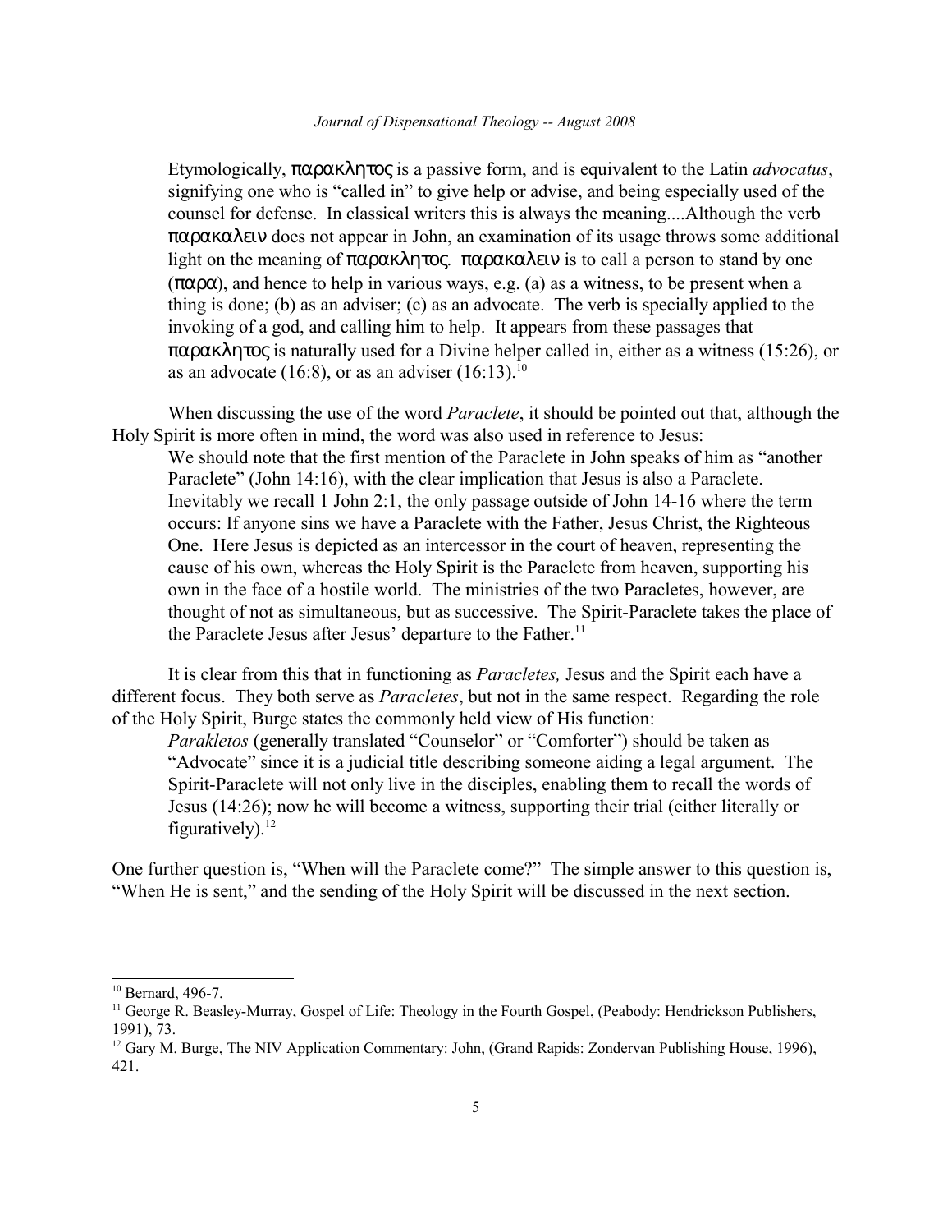> Etymologically, παρακλητος is a passive form, and is equivalent to the Latin *advocatus*, signifying one who is "called in" to give help or advise, and being especially used of the counsel for defense. In classical writers this is always the meaning....Although the verb παρακαλειν does not appear in John, an examination of its usage throws some additional light on the meaning of παρακλητος. παρακαλειν is to call a person to stand by one (παρα), and hence to help in various ways, e.g. (a) as a witness, to be present when a thing is done; (b) as an adviser; (c) as an advocate. The verb is specially applied to the invoking of a god, and calling him to help. It appears from these passages that παρακλητος is naturally used for a Divine helper called in, either as a witness (15:26), or as an advocate (16:8), or as an adviser (16:13).[10]

When discussing the use of the word *Paraclete*, it should be pointed out that, although the Holy Spirit is more often in mind, the word was also used in reference to Jesus:

> We should note that the first mention of the Paraclete in John speaks of him as "another Paraclete" (John 14:16), with the clear implication that Jesus is also a Paraclete. Inevitably we recall 1 John 2:1, the only passage outside of John 14-16 where the term occurs: If anyone sins we have a Paraclete with the Father, Jesus Christ, the Righteous One. Here Jesus is depicted as an intercessor in the court of heaven, representing the cause of his own, whereas the Holy Spirit is the Paraclete from heaven, supporting his own in the face of a hostile world. The ministries of the two Paracletes, however, are thought of not as simultaneous, but as successive. The Spirit-Paraclete takes the place of the Paraclete Jesus after Jesus' departure to the Father.[11]

It is clear from this that in functioning as *Paracletes,* Jesus and the Spirit each have a different focus. They both serve as *Paracletes*, but not in the same respect. Regarding the role of the Holy Spirit, Burge states the commonly held view of His function:

> *Parakletos* (generally translated "Counselor" or "Comforter") should be taken as "Advocate" since it is a judicial title describing someone aiding a legal argument. The Spirit-Paraclete will not only live in the disciples, enabling them to recall the words of Jesus (14:26); now he will become a witness, supporting their trial (either literally or figuratively).[12]

One further question is, "When will the Paraclete come?" The simple answer to this question is, "When He is sent," and the sending of the Holy Spirit will be discussed in the next section.

---

[10] Bernard, 496-7.

[11] George R. Beasley-Murray, Gospel of Life: Theology in the Fourth Gospel, (Peabody: Hendrickson Publishers, 1991), 73.

[12] Gary M. Burge, The NIV Application Commentary: John, (Grand Rapids: Zondervan Publishing House, 1996), 421.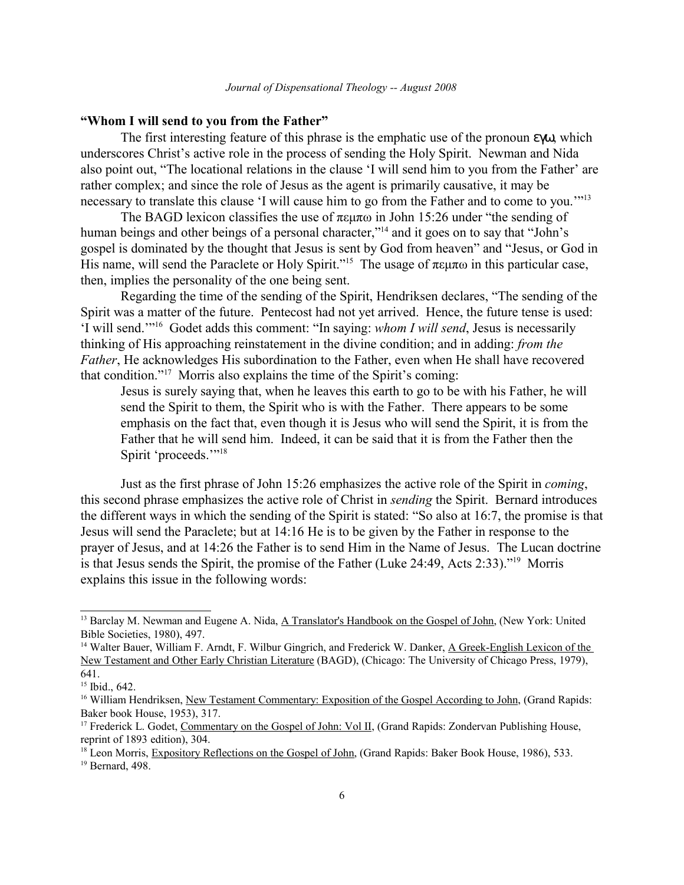**"Whom I will send to you from the Father"**

The first interesting feature of this phrase is the emphatic use of the pronoun εγω, which underscores Christ's active role in the process of sending the Holy Spirit. Newman and Nida also point out, "The locational relations in the clause 'I will send him to you from the Father' are rather complex; and since the role of Jesus as the agent is primarily causative, it may be necessary to translate this clause 'I will cause him to go from the Father and to come to you.'"[13]

The BAGD lexicon classifies the use of πεμπω in John 15:26 under "the sending of human beings and other beings of a personal character,"[14] and it goes on to say that "John's gospel is dominated by the thought that Jesus is sent by God from heaven" and "Jesus, or God in His name, will send the Paraclete or Holy Spirit."[15] The usage of πεμπω in this particular case, then, implies the personality of the one being sent.

Regarding the time of the sending of the Spirit, Hendriksen declares, "The sending of the Spirit was a matter of the future. Pentecost had not yet arrived. Hence, the future tense is used: 'I will send.'"[16] Godet adds this comment: "In saying: *whom I will send*, Jesus is necessarily thinking of His approaching reinstatement in the divine condition; and in adding: *from the Father*, He acknowledges His subordination to the Father, even when He shall have recovered that condition."[17] Morris also explains the time of the Spirit's coming:

> Jesus is surely saying that, when he leaves this earth to go to be with his Father, he will send the Spirit to them, the Spirit who is with the Father. There appears to be some emphasis on the fact that, even though it is Jesus who will send the Spirit, it is from the Father that he will send him. Indeed, it can be said that it is from the Father then the Spirit 'proceeds.'"[18]

Just as the first phrase of John 15:26 emphasizes the active role of the Spirit in *coming*, this second phrase emphasizes the active role of Christ in *sending* the Spirit. Bernard introduces the different ways in which the sending of the Spirit is stated: "So also at 16:7, the promise is that Jesus will send the Paraclete; but at 14:16 He is to be given by the Father in response to the prayer of Jesus, and at 14:26 the Father is to send Him in the Name of Jesus. The Lucan doctrine is that Jesus sends the Spirit, the promise of the Father (Luke 24:49, Acts 2:33)."[19] Morris explains this issue in the following words:

---

[13] Barclay M. Newman and Eugene A. Nida, A Translator's Handbook on the Gospel of John, (New York: United Bible Societies, 1980), 497.

[14] Walter Bauer, William F. Arndt, F. Wilbur Gingrich, and Frederick W. Danker, A Greek-English Lexicon of the New Testament and Other Early Christian Literature (BAGD), (Chicago: The University of Chicago Press, 1979), 641.

[15] Ibid., 642.

[16] William Hendriksen, New Testament Commentary: Exposition of the Gospel According to John, (Grand Rapids: Baker book House, 1953), 317.

[17] Frederick L. Godet, Commentary on the Gospel of John: Vol II, (Grand Rapids: Zondervan Publishing House, reprint of 1893 edition), 304.

[18] Leon Morris, Expository Reflections on the Gospel of John, (Grand Rapids: Baker Book House, 1986), 533.

[19] Bernard, 498.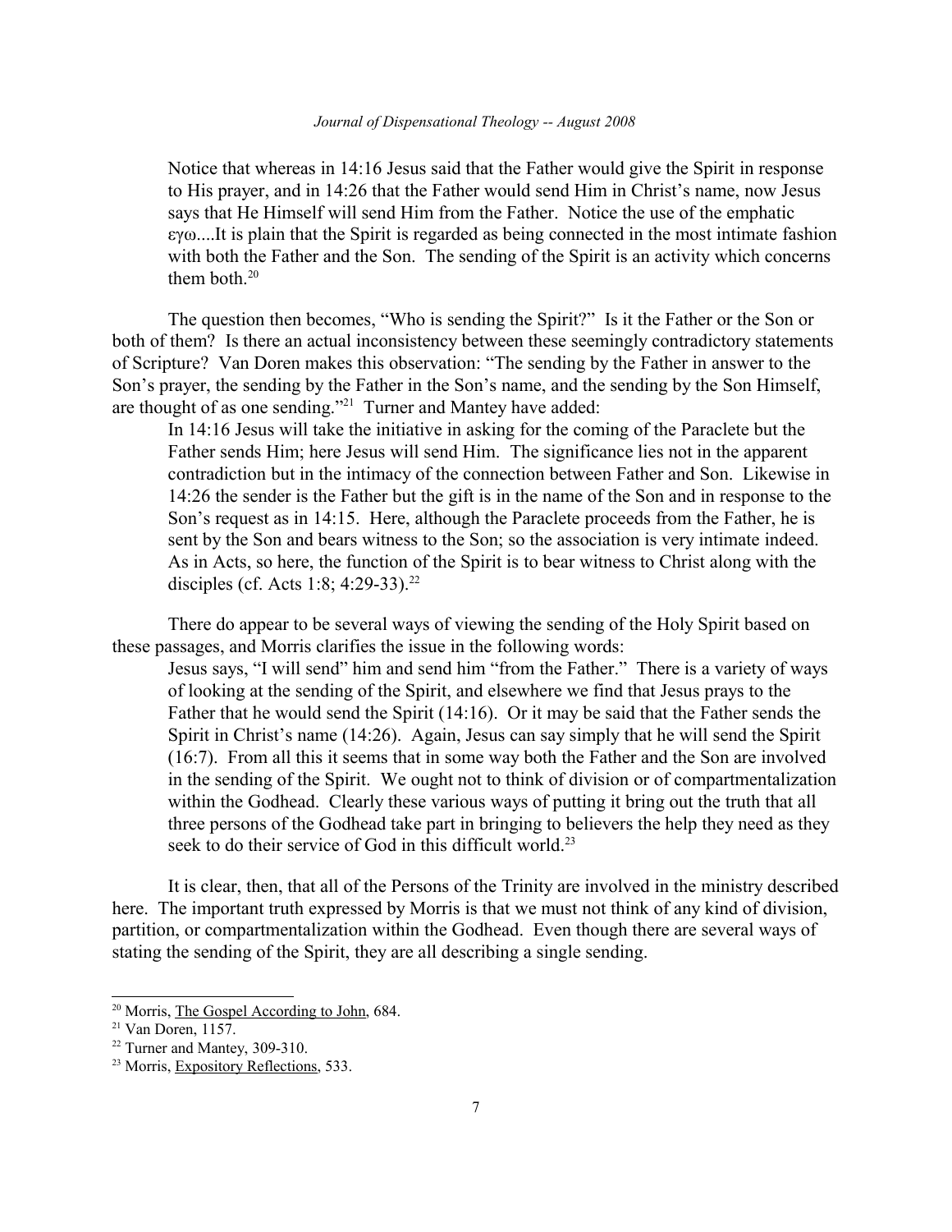> Notice that whereas in 14:16 Jesus said that the Father would give the Spirit in response to His prayer, and in 14:26 that the Father would send Him in Christ's name, now Jesus says that He Himself will send Him from the Father. Notice the use of the emphatic εγω....It is plain that the Spirit is regarded as being connected in the most intimate fashion with both the Father and the Son. The sending of the Spirit is an activity which concerns them both.[20]

The question then becomes, "Who is sending the Spirit?" Is it the Father or the Son or both of them? Is there an actual inconsistency between these seemingly contradictory statements of Scripture? Van Doren makes this observation: "The sending by the Father in answer to the Son's prayer, the sending by the Father in the Son's name, and the sending by the Son Himself, are thought of as one sending."[21] Turner and Mantey have added:

> In 14:16 Jesus will take the initiative in asking for the coming of the Paraclete but the Father sends Him; here Jesus will send Him. The significance lies not in the apparent contradiction but in the intimacy of the connection between Father and Son. Likewise in 14:26 the sender is the Father but the gift is in the name of the Son and in response to the Son's request as in 14:15. Here, although the Paraclete proceeds from the Father, he is sent by the Son and bears witness to the Son; so the association is very intimate indeed. As in Acts, so here, the function of the Spirit is to bear witness to Christ along with the disciples (cf. Acts 1:8; 4:29-33).[22]

There do appear to be several ways of viewing the sending of the Holy Spirit based on these passages, and Morris clarifies the issue in the following words:

> Jesus says, "I will send" him and send him "from the Father." There is a variety of ways of looking at the sending of the Spirit, and elsewhere we find that Jesus prays to the Father that he would send the Spirit (14:16). Or it may be said that the Father sends the Spirit in Christ's name (14:26). Again, Jesus can say simply that he will send the Spirit (16:7). From all this it seems that in some way both the Father and the Son are involved in the sending of the Spirit. We ought not to think of division or of compartmentalization within the Godhead. Clearly these various ways of putting it bring out the truth that all three persons of the Godhead take part in bringing to believers the help they need as they seek to do their service of God in this difficult world.[23]

It is clear, then, that all of the Persons of the Trinity are involved in the ministry described here. The important truth expressed by Morris is that we must not think of any kind of division, partition, or compartmentalization within the Godhead. Even though there are several ways of stating the sending of the Spirit, they are all describing a single sending.

---

[20] Morris, The Gospel According to John, 684.
[21] Van Doren, 1157.
[22] Turner and Mantey, 309-310.
[23] Morris, Expository Reflections, 533.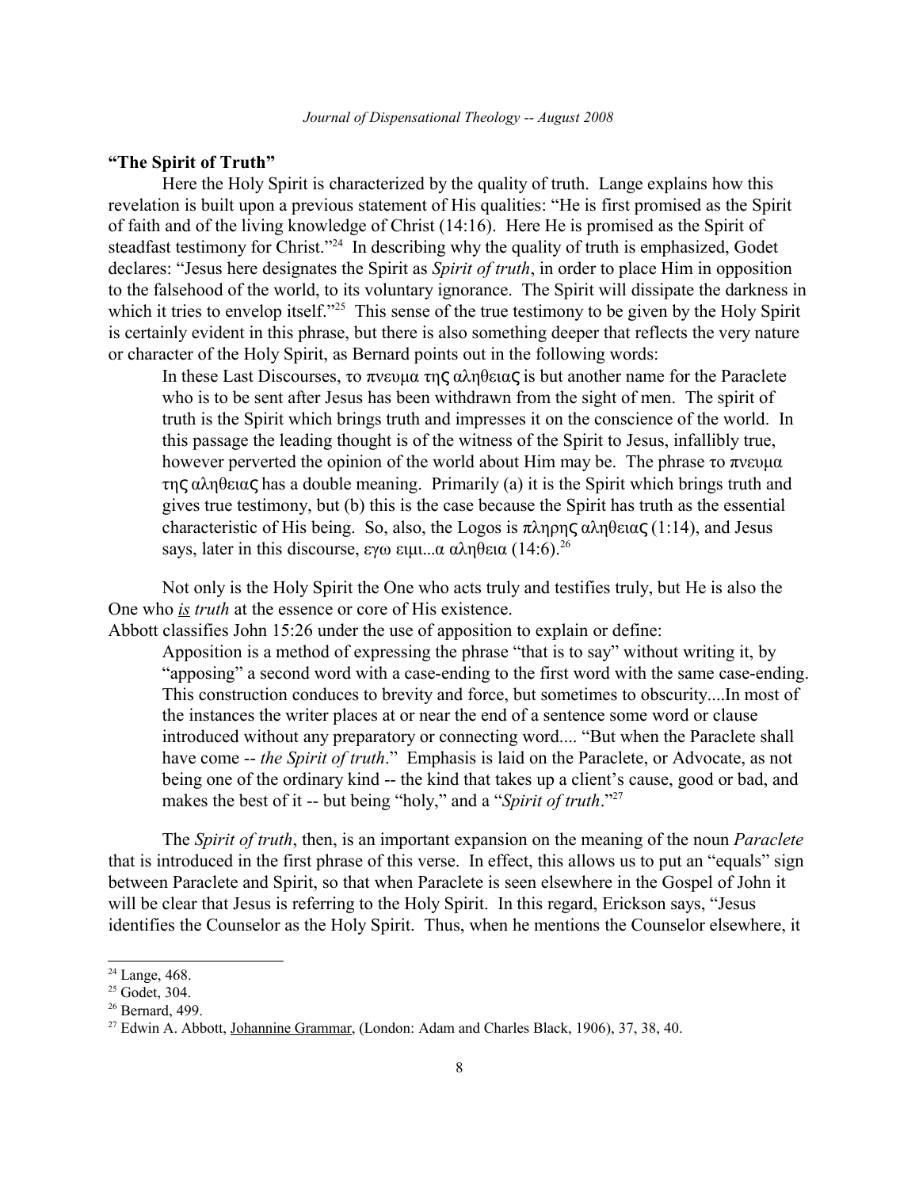**"The Spirit of Truth"**

Here the Holy Spirit is characterized by the quality of truth. Lange explains how this revelation is built upon a previous statement of His qualities: "He is first promised as the Spirit of faith and of the living knowledge of Christ (14:16). Here He is promised as the Spirit of steadfast testimony for Christ."[24] In describing why the quality of truth is emphasized, Godet declares: "Jesus here designates the Spirit as *Spirit of truth*, in order to place Him in opposition to the falsehood of the world, to its voluntary ignorance. The Spirit will dissipate the darkness in which it tries to envelop itself."[25] This sense of the true testimony to be given by the Holy Spirit is certainly evident in this phrase, but there is also something deeper that reflects the very nature or character of the Holy Spirit, as Bernard points out in the following words:

> In these Last Discourses, το πνευμα της αληθειας is but another name for the Paraclete who is to be sent after Jesus has been withdrawn from the sight of men. The spirit of truth is the Spirit which brings truth and impresses it on the conscience of the world. In this passage the leading thought is of the witness of the Spirit to Jesus, infallibly true, however perverted the opinion of the world about Him may be. The phrase το πνευμα της αληθειας has a double meaning. Primarily (a) it is the Spirit which brings truth and gives true testimony, but (b) this is the case because the Spirit has truth as the essential characteristic of His being. So, also, the Logos is πληρης αληθειας (1:14), and Jesus says, later in this discourse, εγω ειμι...α αληθεια (14:6).[26]

Not only is the Holy Spirit the One who acts truly and testifies truly, but He is also the One who ***is*** *truth* at the essence or core of His existence.

Abbott classifies John 15:26 under the use of apposition to explain or define:

> Apposition is a method of expressing the phrase "that is to say" without writing it, by "apposing" a second word with a case-ending to the first word with the same case-ending. This construction conduces to brevity and force, but sometimes to obscurity....In most of the instances the writer places at or near the end of a sentence some word or clause introduced without any preparatory or connecting word.... "But when the Paraclete shall have come -- *the Spirit of truth*." Emphasis is laid on the Paraclete, or Advocate, as not being one of the ordinary kind -- the kind that takes up a client's cause, good or bad, and makes the best of it -- but being "holy," and a "*Spirit of truth*."[27]

The *Spirit of truth*, then, is an important expansion on the meaning of the noun *Paraclete* that is introduced in the first phrase of this verse. In effect, this allows us to put an "equals" sign between Paraclete and Spirit, so that when Paraclete is seen elsewhere in the Gospel of John it will be clear that Jesus is referring to the Holy Spirit. In this regard, Erickson says, "Jesus identifies the Counselor as the Holy Spirit. Thus, when he mentions the Counselor elsewhere, it

---

[24] Lange, 468.

[25] Godet, 304.

[26] Bernard, 499.

[27] Edwin A. Abbott, Johannine Grammar, (London: Adam and Charles Black, 1906), 37, 38, 40.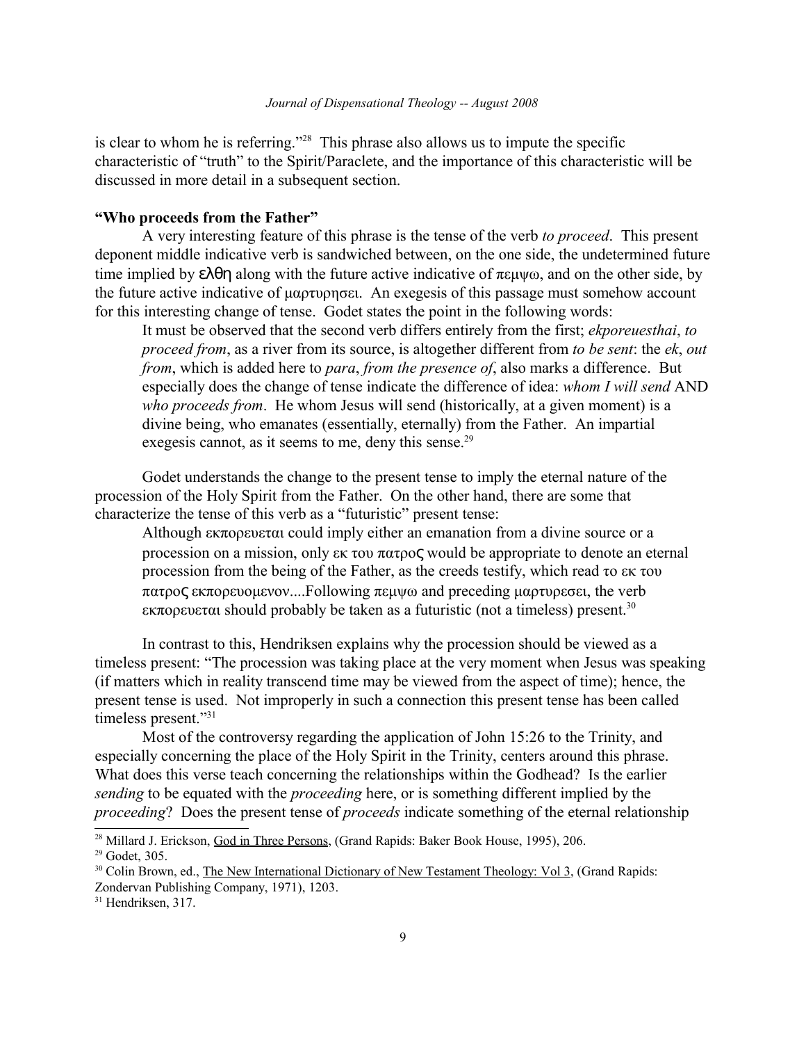is clear to whom he is referring."[28] This phrase also allows us to impute the specific characteristic of "truth" to the Spirit/Paraclete, and the importance of this characteristic will be discussed in more detail in a subsequent section.

**"Who proceeds from the Father"**

A very interesting feature of this phrase is the tense of the verb *to proceed*. This present deponent middle indicative verb is sandwiched between, on the one side, the undetermined future time implied by ελθη along with the future active indicative of πεμψω, and on the other side, by the future active indicative of μαρτυρησει. An exegesis of this passage must somehow account for this interesting change of tense. Godet states the point in the following words:

> It must be observed that the second verb differs entirely from the first; *ekporeuesthai*, *to proceed from*, as a river from its source, is altogether different from *to be sent*: the *ek*, *out from*, which is added here to *para*, *from the presence of*, also marks a difference. But especially does the change of tense indicate the difference of idea: *whom I will send* AND *who proceeds from*. He whom Jesus will send (historically, at a given moment) is a divine being, who emanates (essentially, eternally) from the Father. An impartial exegesis cannot, as it seems to me, deny this sense.[29]

Godet understands the change to the present tense to imply the eternal nature of the procession of the Holy Spirit from the Father. On the other hand, there are some that characterize the tense of this verb as a "futuristic" present tense:

> Although εκπορευεται could imply either an emanation from a divine source or a procession on a mission, only εκ του πατρος would be appropriate to denote an eternal procession from the being of the Father, as the creeds testify, which read το εκ του πατρος εκπορευομενον....Following πεμψω and preceding μαρτυρεσει, the verb εκπορευεται should probably be taken as a futuristic (not a timeless) present.[30]

In contrast to this, Hendriksen explains why the procession should be viewed as a timeless present: "The procession was taking place at the very moment when Jesus was speaking (if matters which in reality transcend time may be viewed from the aspect of time); hence, the present tense is used. Not improperly in such a connection this present tense has been called timeless present."[31]

Most of the controversy regarding the application of John 15:26 to the Trinity, and especially concerning the place of the Holy Spirit in the Trinity, centers around this phrase. What does this verse teach concerning the relationships within the Godhead? Is the earlier *sending* to be equated with the *proceeding* here, or is something different implied by the *proceeding*? Does the present tense of *proceeds* indicate something of the eternal relationship

---

[28] Millard J. Erickson, God in Three Persons, (Grand Rapids: Baker Book House, 1995), 206.

[29] Godet, 305.

[30] Colin Brown, ed., The New International Dictionary of New Testament Theology: Vol 3, (Grand Rapids: Zondervan Publishing Company, 1971), 1203.

[31] Hendriksen, 317.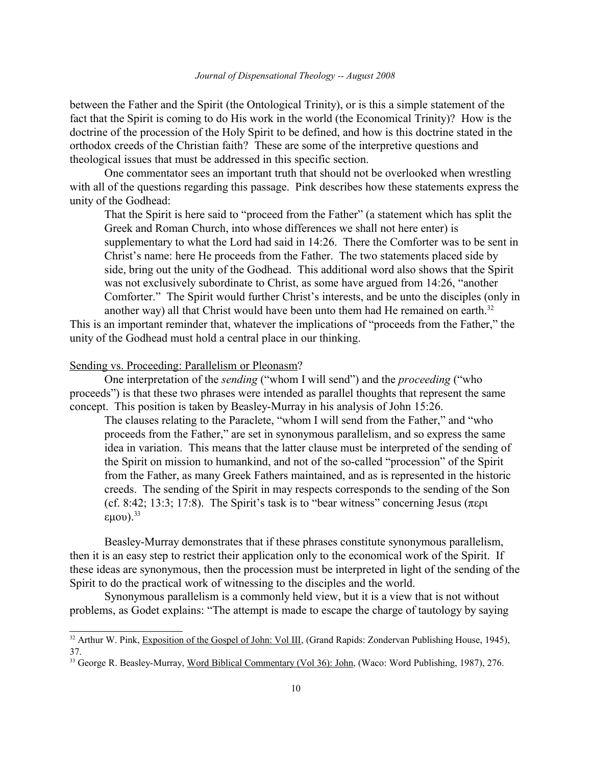between the Father and the Spirit (the Ontological Trinity), or is this a simple statement of the fact that the Spirit is coming to do His work in the world (the Economical Trinity)? How is the doctrine of the procession of the Holy Spirit to be defined, and how is this doctrine stated in the orthodox creeds of the Christian faith? These are some of the interpretive questions and theological issues that must be addressed in this specific section.

One commentator sees an important truth that should not be overlooked when wrestling with all of the questions regarding this passage. Pink describes how these statements express the unity of the Godhead:

> That the Spirit is here said to "proceed from the Father" (a statement which has split the Greek and Roman Church, into whose differences we shall not here enter) is supplementary to what the Lord had said in 14:26. There the Comforter was to be sent in Christ's name: here He proceeds from the Father. The two statements placed side by side, bring out the unity of the Godhead. This additional word also shows that the Spirit was not exclusively subordinate to Christ, as some have argued from 14:26, "another Comforter." The Spirit would further Christ's interests, and be unto the disciples (only in another way) all that Christ would have been unto them had He remained on earth.[32]

This is an important reminder that, whatever the implications of "proceeds from the Father," the unity of the Godhead must hold a central place in our thinking.

<u>Sending vs. Proceeding: Parallelism or Pleonasm</u>?

One interpretation of the *sending* ("whom I will send") and the *proceeding* ("who proceeds") is that these two phrases were intended as parallel thoughts that represent the same concept. This position is taken by Beasley-Murray in his analysis of John 15:26.

> The clauses relating to the Paraclete, "whom I will send from the Father," and "who proceeds from the Father," are set in synonymous parallelism, and so express the same idea in variation. This means that the latter clause must be interpreted of the sending of the Spirit on mission to humankind, and not of the so-called "procession" of the Spirit from the Father, as many Greek Fathers maintained, and as is represented in the historic creeds. The sending of the Spirit in may respects corresponds to the sending of the Son (cf. 8:42; 13:3; 17:8). The Spirit's task is to "bear witness" concerning Jesus (περι εμου).[33]

Beasley-Murray demonstrates that if these phrases constitute synonymous parallelism, then it is an easy step to restrict their application only to the economical work of the Spirit. If these ideas are synonymous, then the procession must be interpreted in light of the sending of the Spirit to do the practical work of witnessing to the disciples and the world.

Synonymous parallelism is a commonly held view, but it is a view that is not without problems, as Godet explains: "The attempt is made to escape the charge of tautology by saying

---

[32] Arthur W. Pink, <u>Exposition of the Gospel of John: Vol III</u>, (Grand Rapids: Zondervan Publishing House, 1945), 37.

[33] George R. Beasley-Murray, <u>Word Biblical Commentary (Vol 36): John</u>, (Waco: Word Publishing, 1987), 276.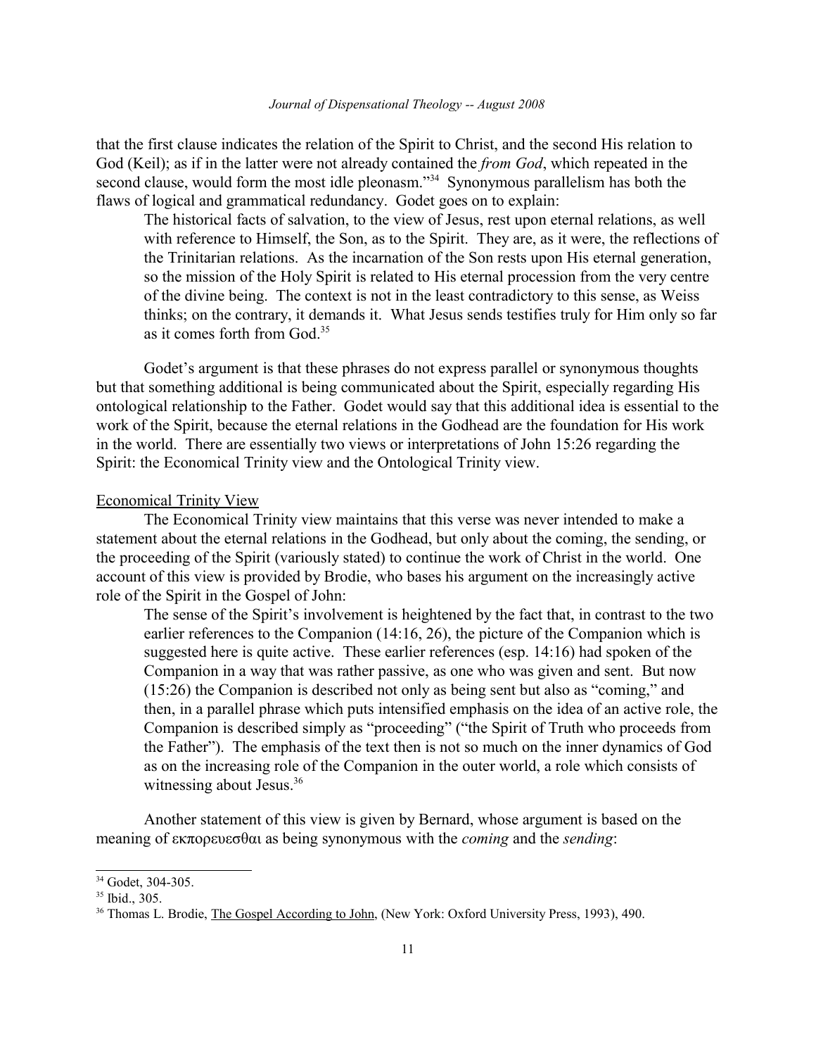that the first clause indicates the relation of the Spirit to Christ, and the second His relation to God (Keil); as if in the latter were not already contained the *from God*, which repeated in the second clause, would form the most idle pleonasm."[34] Synonymous parallelism has both the flaws of logical and grammatical redundancy. Godet goes on to explain:

> The historical facts of salvation, to the view of Jesus, rest upon eternal relations, as well with reference to Himself, the Son, as to the Spirit. They are, as it were, the reflections of the Trinitarian relations. As the incarnation of the Son rests upon His eternal generation, so the mission of the Holy Spirit is related to His eternal procession from the very centre of the divine being. The context is not in the least contradictory to this sense, as Weiss thinks; on the contrary, it demands it. What Jesus sends testifies truly for Him only so far as it comes forth from God.[35]

Godet's argument is that these phrases do not express parallel or synonymous thoughts but that something additional is being communicated about the Spirit, especially regarding His ontological relationship to the Father. Godet would say that this additional idea is essential to the work of the Spirit, because the eternal relations in the Godhead are the foundation for His work in the world. There are essentially two views or interpretations of John 15:26 regarding the Spirit: the Economical Trinity view and the Ontological Trinity view.

## Economical Trinity View

The Economical Trinity view maintains that this verse was never intended to make a statement about the eternal relations in the Godhead, but only about the coming, the sending, or the proceeding of the Spirit (variously stated) to continue the work of Christ in the world. One account of this view is provided by Brodie, who bases his argument on the increasingly active role of the Spirit in the Gospel of John:

> The sense of the Spirit's involvement is heightened by the fact that, in contrast to the two earlier references to the Companion (14:16, 26), the picture of the Companion which is suggested here is quite active. These earlier references (esp. 14:16) had spoken of the Companion in a way that was rather passive, as one who was given and sent. But now (15:26) the Companion is described not only as being sent but also as "coming," and then, in a parallel phrase which puts intensified emphasis on the idea of an active role, the Companion is described simply as "proceeding" ("the Spirit of Truth who proceeds from the Father"). The emphasis of the text then is not so much on the inner dynamics of God as on the increasing role of the Companion in the outer world, a role which consists of witnessing about Jesus.[36]

Another statement of this view is given by Bernard, whose argument is based on the meaning of εκπορευεσθαι as being synonymous with the *coming* and the *sending*:

---

[34] Godet, 304-305.

[35] Ibid., 305.

[36] Thomas L. Brodie, The Gospel According to John, (New York: Oxford University Press, 1993), 490.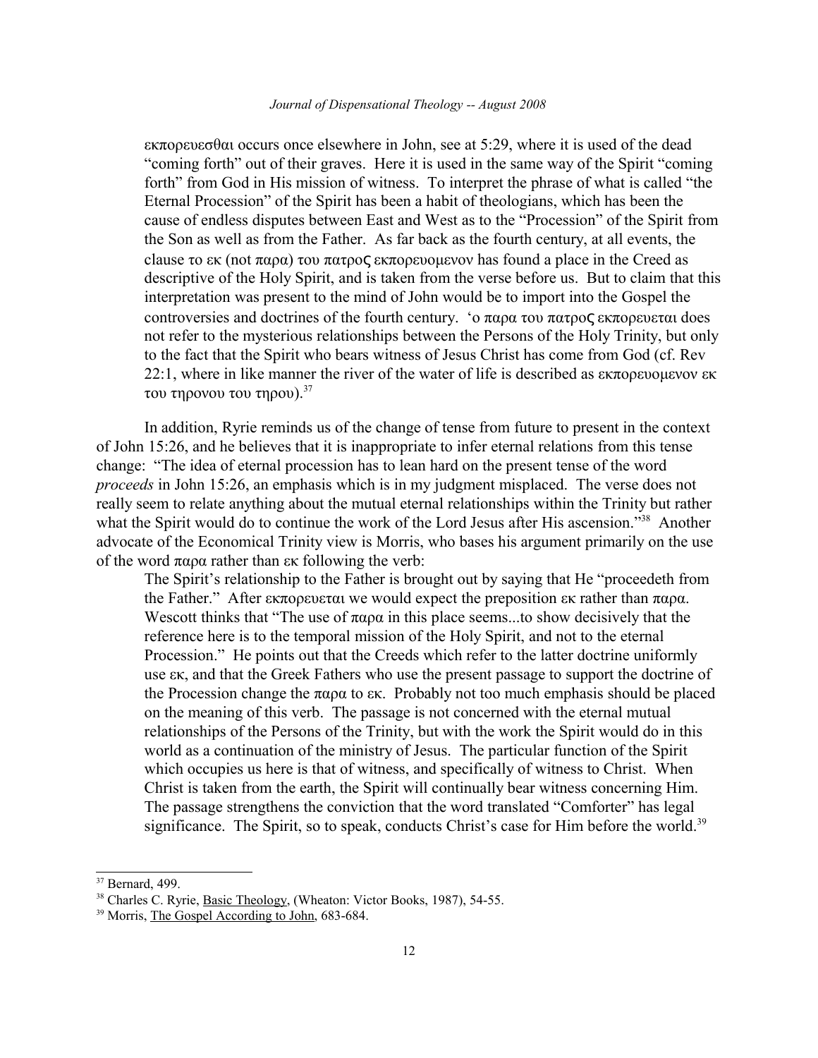> εκπορευεσθαι occurs once elsewhere in John, see at 5:29, where it is used of the dead "coming forth" out of their graves. Here it is used in the same way of the Spirit "coming forth" from God in His mission of witness. To interpret the phrase of what is called "the Eternal Procession" of the Spirit has been a habit of theologians, which has been the cause of endless disputes between East and West as to the "Procession" of the Spirit from the Son as well as from the Father. As far back as the fourth century, at all events, the clause το εκ (not παρα) του πατρος εκπορευομενον has found a place in the Creed as descriptive of the Holy Spirit, and is taken from the verse before us. But to claim that this interpretation was present to the mind of John would be to import into the Gospel the controversies and doctrines of the fourth century. 'ο παρα του πατρος εκπορευεται does not refer to the mysterious relationships between the Persons of the Holy Trinity, but only to the fact that the Spirit who bears witness of Jesus Christ has come from God (cf. Rev 22:1, where in like manner the river of the water of life is described as εκπορευομενον εκ του τηρονου του τηρου).[37]

In addition, Ryrie reminds us of the change of tense from future to present in the context of John 15:26, and he believes that it is inappropriate to infer eternal relations from this tense change: "The idea of eternal procession has to lean hard on the present tense of the word *proceeds* in John 15:26, an emphasis which is in my judgment misplaced. The verse does not really seem to relate anything about the mutual eternal relationships within the Trinity but rather what the Spirit would do to continue the work of the Lord Jesus after His ascension."[38] Another advocate of the Economical Trinity view is Morris, who bases his argument primarily on the use of the word παρα rather than εκ following the verb:

> The Spirit's relationship to the Father is brought out by saying that He "proceedeth from the Father." After εκπορευεται we would expect the preposition εκ rather than παρα. Wescott thinks that "The use of παρα in this place seems...to show decisively that the reference here is to the temporal mission of the Holy Spirit, and not to the eternal Procession." He points out that the Creeds which refer to the latter doctrine uniformly use εκ, and that the Greek Fathers who use the present passage to support the doctrine of the Procession change the παρα to εκ. Probably not too much emphasis should be placed on the meaning of this verb. The passage is not concerned with the eternal mutual relationships of the Persons of the Trinity, but with the work the Spirit would do in this world as a continuation of the ministry of Jesus. The particular function of the Spirit which occupies us here is that of witness, and specifically of witness to Christ. When Christ is taken from the earth, the Spirit will continually bear witness concerning Him. The passage strengthens the conviction that the word translated "Comforter" has legal significance. The Spirit, so to speak, conducts Christ's case for Him before the world.[39]

---

[37] Bernard, 499.

[38] Charles C. Ryrie, Basic Theology, (Wheaton: Victor Books, 1987), 54-55.

[39] Morris, The Gospel According to John, 683-684.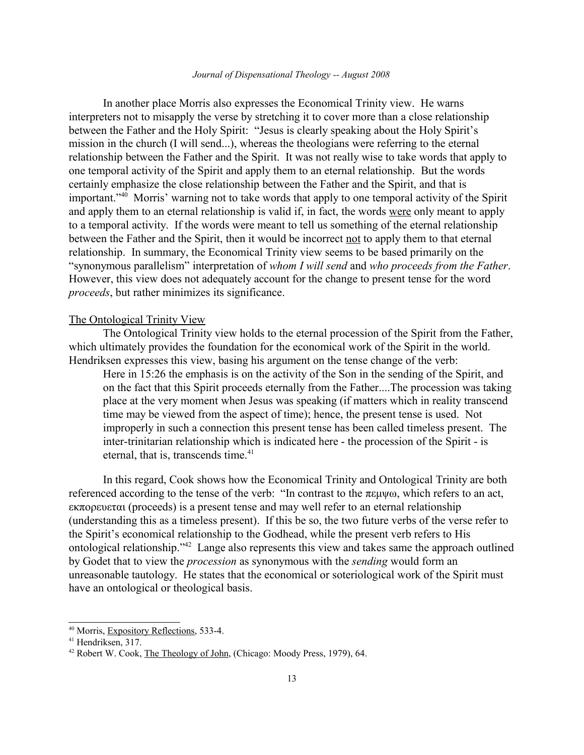In another place Morris also expresses the Economical Trinity view. He warns interpreters not to misapply the verse by stretching it to cover more than a close relationship between the Father and the Holy Spirit: "Jesus is clearly speaking about the Holy Spirit's mission in the church (I will send...), whereas the theologians were referring to the eternal relationship between the Father and the Spirit. It was not really wise to take words that apply to one temporal activity of the Spirit and apply them to an eternal relationship. But the words certainly emphasize the close relationship between the Father and the Spirit, and that is important."[40] Morris' warning not to take words that apply to one temporal activity of the Spirit and apply them to an eternal relationship is valid if, in fact, the words <u>were</u> only meant to apply to a temporal activity. If the words were meant to tell us something of the eternal relationship between the Father and the Spirit, then it would be incorrect <u>not</u> to apply them to that eternal relationship. In summary, the Economical Trinity view seems to be based primarily on the "synonymous parallelism" interpretation of *whom I will send* and *who proceeds from the Father*. However, this view does not adequately account for the change to present tense for the word *proceeds*, but rather minimizes its significance.

<u>The Ontological Trinity View</u>

The Ontological Trinity view holds to the eternal procession of the Spirit from the Father, which ultimately provides the foundation for the economical work of the Spirit in the world. Hendriksen expresses this view, basing his argument on the tense change of the verb:

> Here in 15:26 the emphasis is on the activity of the Son in the sending of the Spirit, and on the fact that this Spirit proceeds eternally from the Father....The procession was taking place at the very moment when Jesus was speaking (if matters which in reality transcend time may be viewed from the aspect of time); hence, the present tense is used. Not improperly in such a connection this present tense has been called timeless present. The inter-trinitarian relationship which is indicated here - the procession of the Spirit - is eternal, that is, transcends time.[41]

In this regard, Cook shows how the Economical Trinity and Ontological Trinity are both referenced according to the tense of the verb: "In contrast to the πεμψω, which refers to an act, εκπορευεται (proceeds) is a present tense and may well refer to an eternal relationship (understanding this as a timeless present). If this be so, the two future verbs of the verse refer to the Spirit's economical relationship to the Godhead, while the present verb refers to His ontological relationship."[42] Lange also represents this view and takes same the approach outlined by Godet that to view the *procession* as synonymous with the *sending* would form an unreasonable tautology. He states that the economical or soteriological work of the Spirit must have an ontological or theological basis.

---

[40] Morris, <u>Expository Reflections</u>, 533-4.

[41] Hendriksen, 317.

[42] Robert W. Cook, <u>The Theology of John</u>, (Chicago: Moody Press, 1979), 64.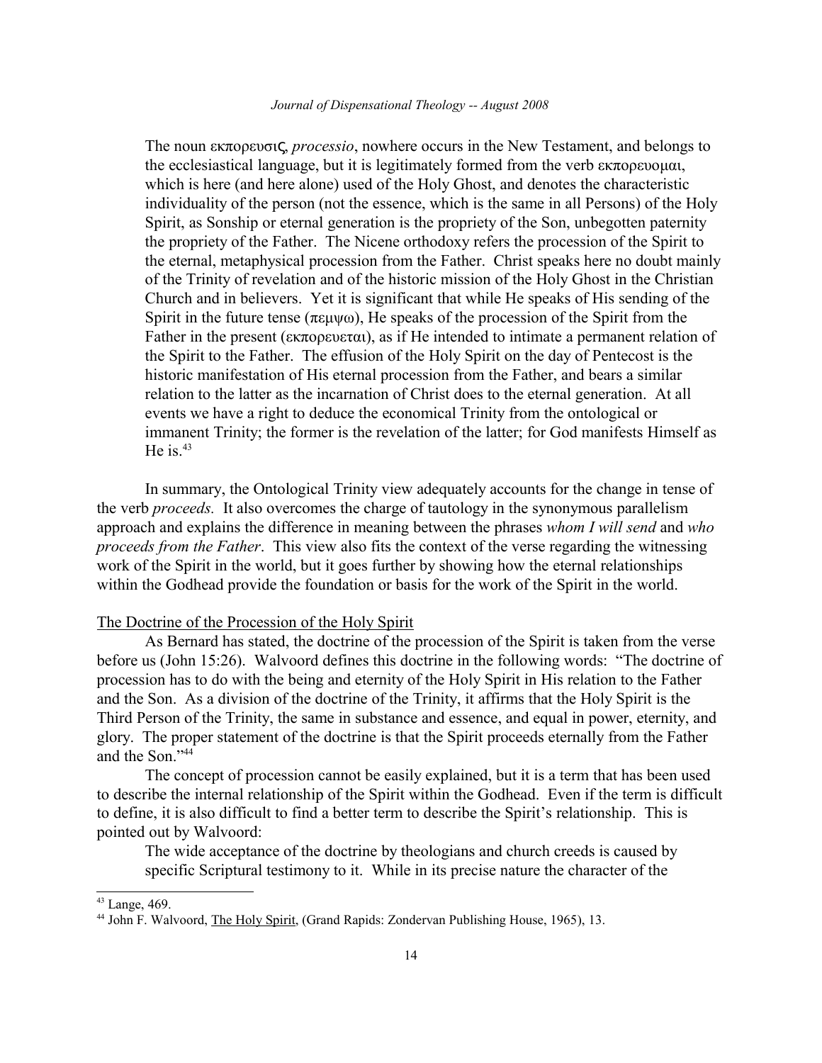> The noun εκπορευσις, *processio*, nowhere occurs in the New Testament, and belongs to the ecclesiastical language, but it is legitimately formed from the verb εκπορευομαι, which is here (and here alone) used of the Holy Ghost, and denotes the characteristic individuality of the person (not the essence, which is the same in all Persons) of the Holy Spirit, as Sonship or eternal generation is the propriety of the Son, unbegotten paternity the propriety of the Father. The Nicene orthodoxy refers the procession of the Spirit to the eternal, metaphysical procession from the Father. Christ speaks here no doubt mainly of the Trinity of revelation and of the historic mission of the Holy Ghost in the Christian Church and in believers. Yet it is significant that while He speaks of His sending of the Spirit in the future tense (πεμψω), He speaks of the procession of the Spirit from the Father in the present (εκπορευεται), as if He intended to intimate a permanent relation of the Spirit to the Father. The effusion of the Holy Spirit on the day of Pentecost is the historic manifestation of His eternal procession from the Father, and bears a similar relation to the latter as the incarnation of Christ does to the eternal generation. At all events we have a right to deduce the economical Trinity from the ontological or immanent Trinity; the former is the revelation of the latter; for God manifests Himself as He is.[43]

In summary, the Ontological Trinity view adequately accounts for the change in tense of the verb *proceeds.* It also overcomes the charge of tautology in the synonymous parallelism approach and explains the difference in meaning between the phrases *whom I will send* and *who proceeds from the Father*. This view also fits the context of the verse regarding the witnessing work of the Spirit in the world, but it goes further by showing how the eternal relationships within the Godhead provide the foundation or basis for the work of the Spirit in the world.

## The Doctrine of the Procession of the Holy Spirit

As Bernard has stated, the doctrine of the procession of the Spirit is taken from the verse before us (John 15:26). Walvoord defines this doctrine in the following words: "The doctrine of procession has to do with the being and eternity of the Holy Spirit in His relation to the Father and the Son. As a division of the doctrine of the Trinity, it affirms that the Holy Spirit is the Third Person of the Trinity, the same in substance and essence, and equal in power, eternity, and glory. The proper statement of the doctrine is that the Spirit proceeds eternally from the Father and the Son."[44]

The concept of procession cannot be easily explained, but it is a term that has been used to describe the internal relationship of the Spirit within the Godhead. Even if the term is difficult to define, it is also difficult to find a better term to describe the Spirit's relationship. This is pointed out by Walvoord:

> The wide acceptance of the doctrine by theologians and church creeds is caused by specific Scriptural testimony to it. While in its precise nature the character of the

---

[43] Lange, 469.

[44] John F. Walvoord, The Holy Spirit, (Grand Rapids: Zondervan Publishing House, 1965), 13.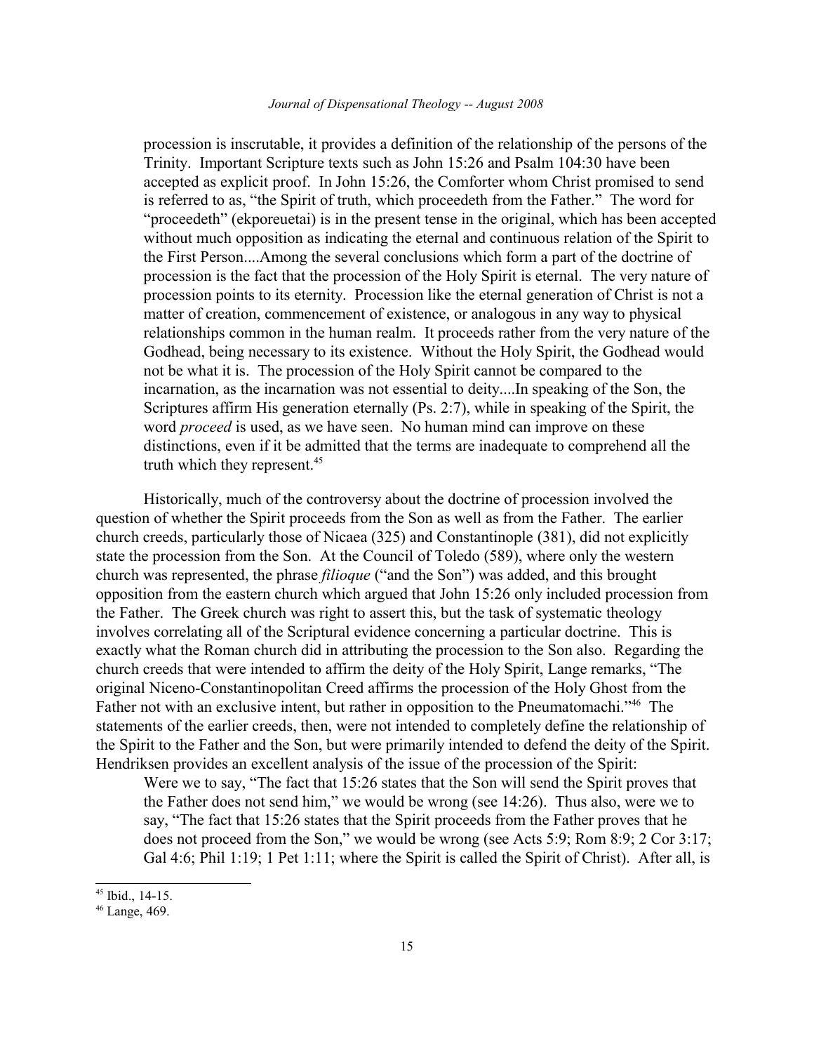> procession is inscrutable, it provides a definition of the relationship of the persons of the Trinity. Important Scripture texts such as John 15:26 and Psalm 104:30 have been accepted as explicit proof. In John 15:26, the Comforter whom Christ promised to send is referred to as, "the Spirit of truth, which proceedeth from the Father." The word for "proceedeth" (ekporeuetai) is in the present tense in the original, which has been accepted without much opposition as indicating the eternal and continuous relation of the Spirit to the First Person....Among the several conclusions which form a part of the doctrine of procession is the fact that the procession of the Holy Spirit is eternal. The very nature of procession points to its eternity. Procession like the eternal generation of Christ is not a matter of creation, commencement of existence, or analogous in any way to physical relationships common in the human realm. It proceeds rather from the very nature of the Godhead, being necessary to its existence. Without the Holy Spirit, the Godhead would not be what it is. The procession of the Holy Spirit cannot be compared to the incarnation, as the incarnation was not essential to deity....In speaking of the Son, the Scriptures affirm His generation eternally (Ps. 2:7), while in speaking of the Spirit, the word *proceed* is used, as we have seen. No human mind can improve on these distinctions, even if it be admitted that the terms are inadequate to comprehend all the truth which they represent.[45]

Historically, much of the controversy about the doctrine of procession involved the question of whether the Spirit proceeds from the Son as well as from the Father. The earlier church creeds, particularly those of Nicaea (325) and Constantinople (381), did not explicitly state the procession from the Son. At the Council of Toledo (589), where only the western church was represented, the phrase *filioque* ("and the Son") was added, and this brought opposition from the eastern church which argued that John 15:26 only included procession from the Father. The Greek church was right to assert this, but the task of systematic theology involves correlating all of the Scriptural evidence concerning a particular doctrine. This is exactly what the Roman church did in attributing the procession to the Son also. Regarding the church creeds that were intended to affirm the deity of the Holy Spirit, Lange remarks, "The original Niceno-Constantinopolitan Creed affirms the procession of the Holy Ghost from the Father not with an exclusive intent, but rather in opposition to the Pneumatomachi."[46] The statements of the earlier creeds, then, were not intended to completely define the relationship of the Spirit to the Father and the Son, but were primarily intended to defend the deity of the Spirit. Hendriksen provides an excellent analysis of the issue of the procession of the Spirit:

> Were we to say, "The fact that 15:26 states that the Son will send the Spirit proves that the Father does not send him," we would be wrong (see 14:26). Thus also, were we to say, "The fact that 15:26 states that the Spirit proceeds from the Father proves that he does not proceed from the Son," we would be wrong (see Acts 5:9; Rom 8:9; 2 Cor 3:17; Gal 4:6; Phil 1:19; 1 Pet 1:11; where the Spirit is called the Spirit of Christ). After all, is

---

[45] Ibid., 14-15.

[46] Lange, 469.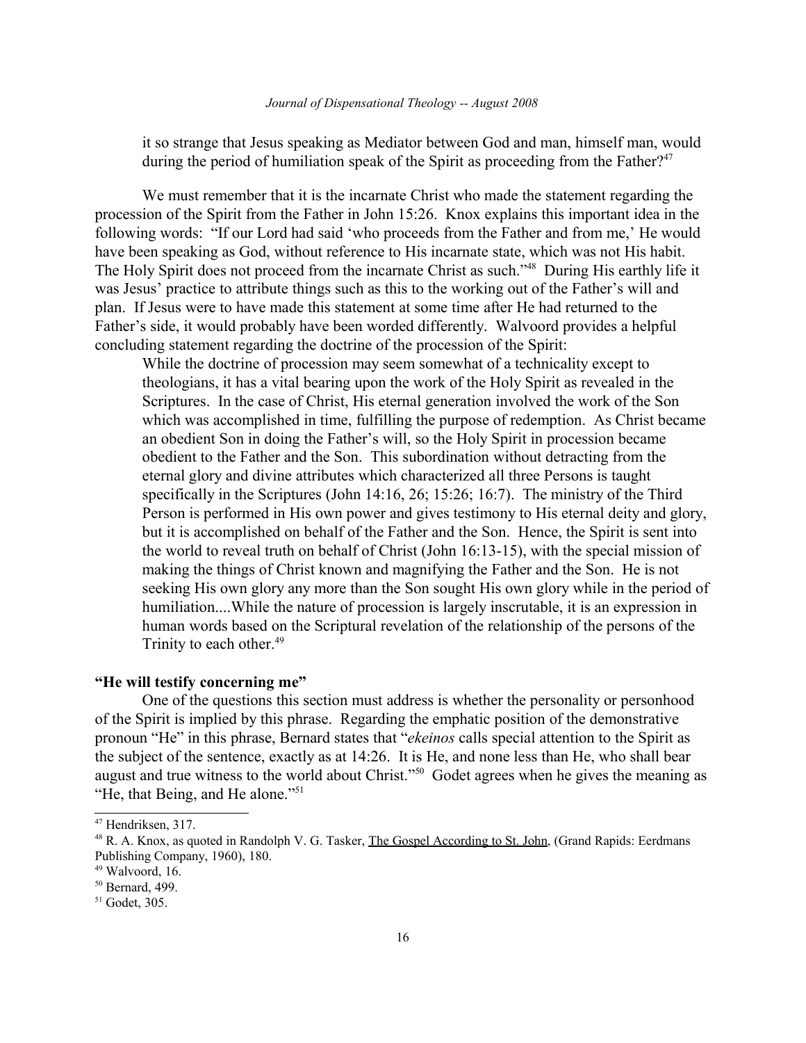> it so strange that Jesus speaking as Mediator between God and man, himself man, would during the period of humiliation speak of the Spirit as proceeding from the Father?[47]

We must remember that it is the incarnate Christ who made the statement regarding the procession of the Spirit from the Father in John 15:26. Knox explains this important idea in the following words: "If our Lord had said 'who proceeds from the Father and from me,' He would have been speaking as God, without reference to His incarnate state, which was not His habit. The Holy Spirit does not proceed from the incarnate Christ as such."[48] During His earthly life it was Jesus' practice to attribute things such as this to the working out of the Father's will and plan. If Jesus were to have made this statement at some time after He had returned to the Father's side, it would probably have been worded differently. Walvoord provides a helpful concluding statement regarding the doctrine of the procession of the Spirit:

> While the doctrine of procession may seem somewhat of a technicality except to theologians, it has a vital bearing upon the work of the Holy Spirit as revealed in the Scriptures. In the case of Christ, His eternal generation involved the work of the Son which was accomplished in time, fulfilling the purpose of redemption. As Christ became an obedient Son in doing the Father's will, so the Holy Spirit in procession became obedient to the Father and the Son. This subordination without detracting from the eternal glory and divine attributes which characterized all three Persons is taught specifically in the Scriptures (John 14:16, 26; 15:26; 16:7). The ministry of the Third Person is performed in His own power and gives testimony to His eternal deity and glory, but it is accomplished on behalf of the Father and the Son. Hence, the Spirit is sent into the world to reveal truth on behalf of Christ (John 16:13-15), with the special mission of making the things of Christ known and magnifying the Father and the Son. He is not seeking His own glory any more than the Son sought His own glory while in the period of humiliation....While the nature of procession is largely inscrutable, it is an expression in human words based on the Scriptural revelation of the relationship of the persons of the Trinity to each other.[49]

**"He will testify concerning me"**

One of the questions this section must address is whether the personality or personhood of the Spirit is implied by this phrase. Regarding the emphatic position of the demonstrative pronoun "He" in this phrase, Bernard states that "*ekeinos* calls special attention to the Spirit as the subject of the sentence, exactly as at 14:26. It is He, and none less than He, who shall bear august and true witness to the world about Christ."[50] Godet agrees when he gives the meaning as "He, that Being, and He alone."[51]

---

[47] Hendriksen, 317.

[48] R. A. Knox, as quoted in Randolph V. G. Tasker, The Gospel According to St. John, (Grand Rapids: Eerdmans Publishing Company, 1960), 180.

[49] Walvoord, 16.

[50] Bernard, 499.

[51] Godet, 305.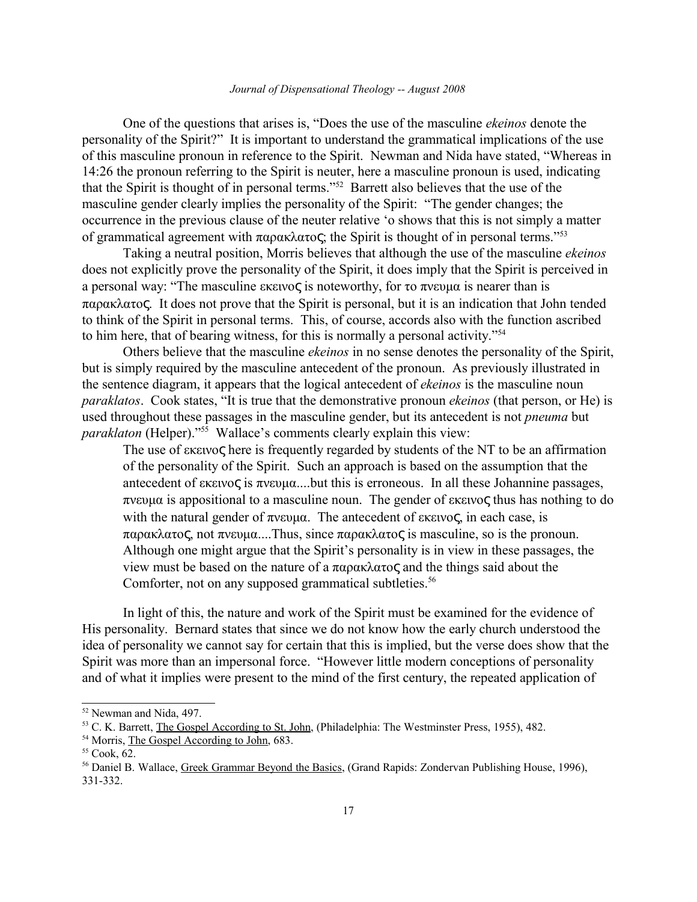One of the questions that arises is, "Does the use of the masculine *ekeinos* denote the personality of the Spirit?" It is important to understand the grammatical implications of the use of this masculine pronoun in reference to the Spirit. Newman and Nida have stated, "Whereas in 14:26 the pronoun referring to the Spirit is neuter, here a masculine pronoun is used, indicating that the Spirit is thought of in personal terms."[52] Barrett also believes that the use of the masculine gender clearly implies the personality of the Spirit: "The gender changes; the occurrence in the previous clause of the neuter relative 'ο shows that this is not simply a matter of grammatical agreement with παρακλατος; the Spirit is thought of in personal terms."[53]

Taking a neutral position, Morris believes that although the use of the masculine *ekeinos* does not explicitly prove the personality of the Spirit, it does imply that the Spirit is perceived in a personal way: "The masculine εκεινος is noteworthy, for το πνευμα is nearer than is παρακλατος. It does not prove that the Spirit is personal, but it is an indication that John tended to think of the Spirit in personal terms. This, of course, accords also with the function ascribed to him here, that of bearing witness, for this is normally a personal activity."[54]

Others believe that the masculine *ekeinos* in no sense denotes the personality of the Spirit, but is simply required by the masculine antecedent of the pronoun. As previously illustrated in the sentence diagram, it appears that the logical antecedent of *ekeinos* is the masculine noun *paraklatos*. Cook states, "It is true that the demonstrative pronoun *ekeinos* (that person, or He) is used throughout these passages in the masculine gender, but its antecedent is not *pneuma* but *paraklaton* (Helper)."[55] Wallace's comments clearly explain this view:

> The use of εκεινος here is frequently regarded by students of the NT to be an affirmation of the personality of the Spirit. Such an approach is based on the assumption that the antecedent of εκεινος is πνευμα....but this is erroneous. In all these Johannine passages, πνευμα is appositional to a masculine noun. The gender of εκεινος thus has nothing to do with the natural gender of πνευμα. The antecedent of εκεινος, in each case, is παρακλατος, not πνευμα....Thus, since παρακλατος is masculine, so is the pronoun. Although one might argue that the Spirit's personality is in view in these passages, the view must be based on the nature of a παρακλατος and the things said about the Comforter, not on any supposed grammatical subtleties.[56]

In light of this, the nature and work of the Spirit must be examined for the evidence of His personality. Bernard states that since we do not know how the early church understood the idea of personality we cannot say for certain that this is implied, but the verse does show that the Spirit was more than an impersonal force. "However little modern conceptions of personality and of what it implies were present to the mind of the first century, the repeated application of

---

[52] Newman and Nida, 497.

[53] C. K. Barrett, The Gospel According to St. John, (Philadelphia: The Westminster Press, 1955), 482.

[54] Morris, The Gospel According to John, 683.

[55] Cook, 62.

[56] Daniel B. Wallace, Greek Grammar Beyond the Basics, (Grand Rapids: Zondervan Publishing House, 1996), 331-332.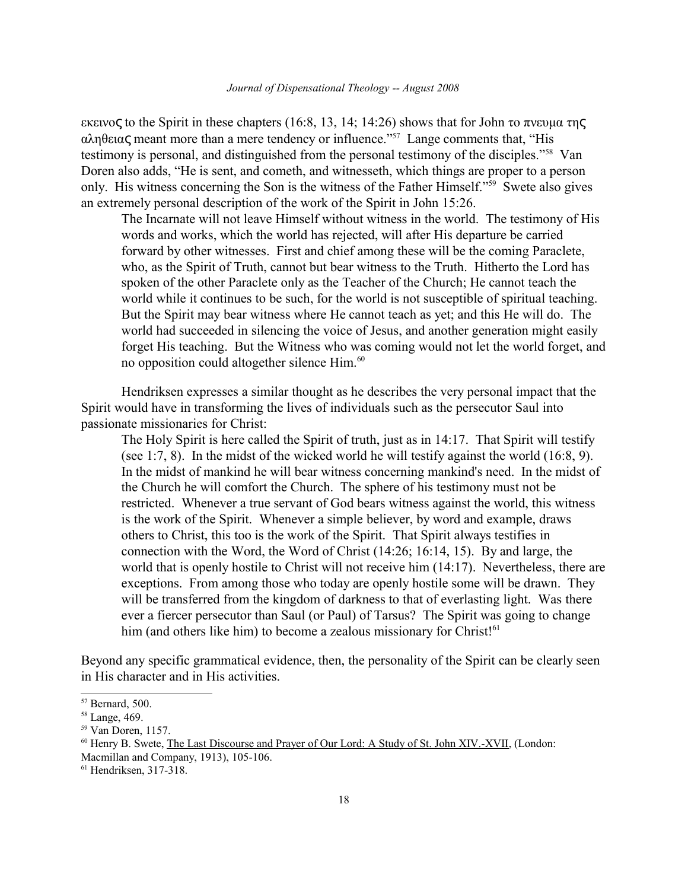εκεινος to the Spirit in these chapters (16:8, 13, 14; 14:26) shows that for John το πνευμα της αληθειας meant more than a mere tendency or influence."[57] Lange comments that, "His testimony is personal, and distinguished from the personal testimony of the disciples."[58] Van Doren also adds, "He is sent, and cometh, and witnesseth, which things are proper to a person only. His witness concerning the Son is the witness of the Father Himself."[59] Swete also gives an extremely personal description of the work of the Spirit in John 15:26.

> The Incarnate will not leave Himself without witness in the world. The testimony of His words and works, which the world has rejected, will after His departure be carried forward by other witnesses. First and chief among these will be the coming Paraclete, who, as the Spirit of Truth, cannot but bear witness to the Truth. Hitherto the Lord has spoken of the other Paraclete only as the Teacher of the Church; He cannot teach the world while it continues to be such, for the world is not susceptible of spiritual teaching. But the Spirit may bear witness where He cannot teach as yet; and this He will do. The world had succeeded in silencing the voice of Jesus, and another generation might easily forget His teaching. But the Witness who was coming would not let the world forget, and no opposition could altogether silence Him.[60]

Hendriksen expresses a similar thought as he describes the very personal impact that the Spirit would have in transforming the lives of individuals such as the persecutor Saul into passionate missionaries for Christ:

> The Holy Spirit is here called the Spirit of truth, just as in 14:17. That Spirit will testify (see 1:7, 8). In the midst of the wicked world he will testify against the world (16:8, 9). In the midst of mankind he will bear witness concerning mankind's need. In the midst of the Church he will comfort the Church. The sphere of his testimony must not be restricted. Whenever a true servant of God bears witness against the world, this witness is the work of the Spirit. Whenever a simple believer, by word and example, draws others to Christ, this too is the work of the Spirit. That Spirit always testifies in connection with the Word, the Word of Christ (14:26; 16:14, 15). By and large, the world that is openly hostile to Christ will not receive him (14:17). Nevertheless, there are exceptions. From among those who today are openly hostile some will be drawn. They will be transferred from the kingdom of darkness to that of everlasting light. Was there ever a fiercer persecutor than Saul (or Paul) of Tarsus? The Spirit was going to change him (and others like him) to become a zealous missionary for Christ![61]

Beyond any specific grammatical evidence, then, the personality of the Spirit can be clearly seen in His character and in His activities.

---

[57] Bernard, 500.

[58] Lange, 469.

[59] Van Doren, 1157.

[60] Henry B. Swete, The Last Discourse and Prayer of Our Lord: A Study of St. John XIV.-XVII, (London: Macmillan and Company, 1913), 105-106.

[61] Hendriksen, 317-318.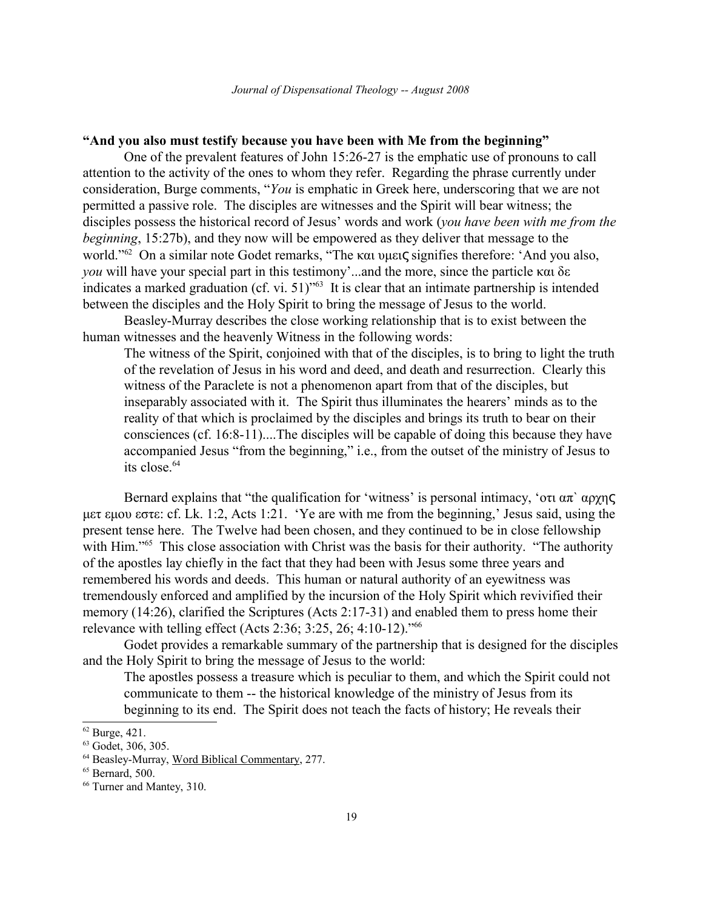**"And you also must testify because you have been with Me from the beginning"**

One of the prevalent features of John 15:26-27 is the emphatic use of pronouns to call attention to the activity of the ones to whom they refer. Regarding the phrase currently under consideration, Burge comments, "*You* is emphatic in Greek here, underscoring that we are not permitted a passive role. The disciples are witnesses and the Spirit will bear witness; the disciples possess the historical record of Jesus' words and work (*you have been with me from the beginning*, 15:27b), and they now will be empowered as they deliver that message to the world."[62] On a similar note Godet remarks, "The και υμεις signifies therefore: 'And you also, *you* will have your special part in this testimony'...and the more, since the particle και δε indicates a marked graduation (cf. vi. 51)"[63] It is clear that an intimate partnership is intended between the disciples and the Holy Spirit to bring the message of Jesus to the world.

Beasley-Murray describes the close working relationship that is to exist between the human witnesses and the heavenly Witness in the following words:

> The witness of the Spirit, conjoined with that of the disciples, is to bring to light the truth of the revelation of Jesus in his word and deed, and death and resurrection. Clearly this witness of the Paraclete is not a phenomenon apart from that of the disciples, but inseparably associated with it. The Spirit thus illuminates the hearers' minds as to the reality of that which is proclaimed by the disciples and brings its truth to bear on their consciences (cf. 16:8-11)....The disciples will be capable of doing this because they have accompanied Jesus "from the beginning," i.e., from the outset of the ministry of Jesus to its close.[64]

Bernard explains that "the qualification for 'witness' is personal intimacy, 'οτι απ` αρχης μετ εμου εστε: cf. Lk. 1:2, Acts 1:21. 'Ye are with me from the beginning,' Jesus said, using the present tense here. The Twelve had been chosen, and they continued to be in close fellowship with Him."[65] This close association with Christ was the basis for their authority. "The authority of the apostles lay chiefly in the fact that they had been with Jesus some three years and remembered his words and deeds. This human or natural authority of an eyewitness was tremendously enforced and amplified by the incursion of the Holy Spirit which revivified their memory (14:26), clarified the Scriptures (Acts 2:17-31) and enabled them to press home their relevance with telling effect (Acts 2:36; 3:25, 26; 4:10-12)."[66]

Godet provides a remarkable summary of the partnership that is designed for the disciples and the Holy Spirit to bring the message of Jesus to the world:

> The apostles possess a treasure which is peculiar to them, and which the Spirit could not communicate to them -- the historical knowledge of the ministry of Jesus from its beginning to its end. The Spirit does not teach the facts of history; He reveals their

---

[62] Burge, 421.

[63] Godet, 306, 305.

[64] Beasley-Murray, Word Biblical Commentary, 277.

[65] Bernard, 500.

[66] Turner and Mantey, 310.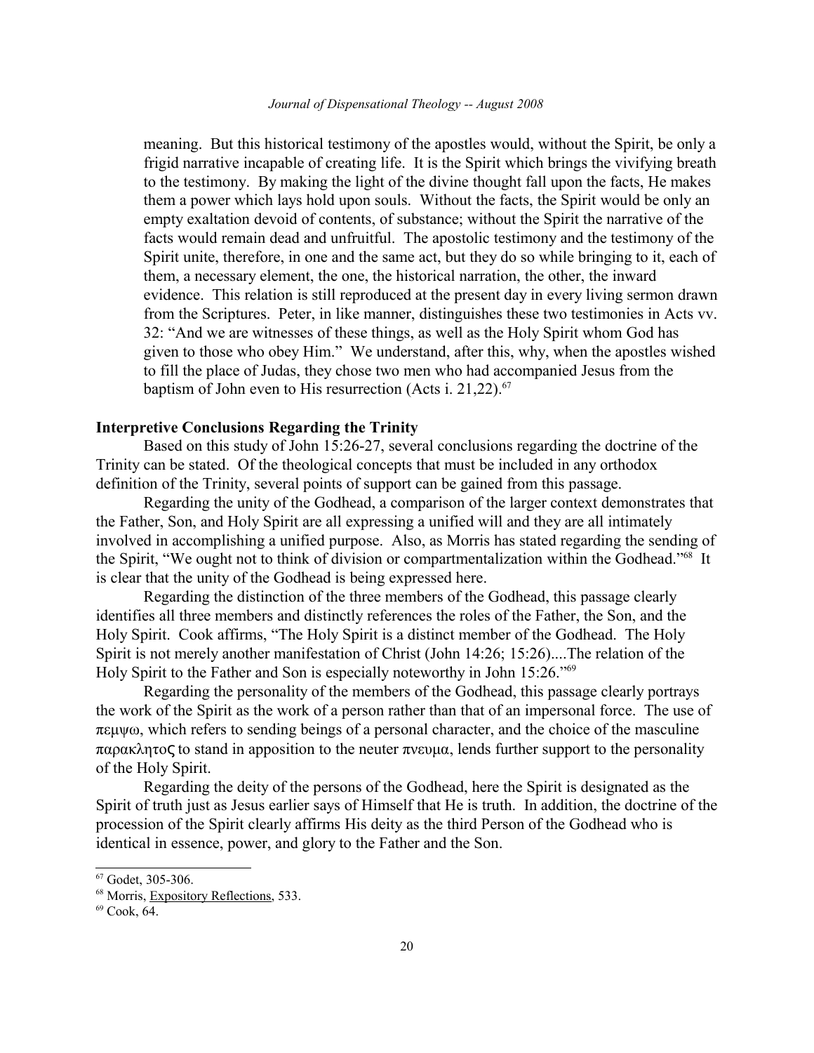> meaning. But this historical testimony of the apostles would, without the Spirit, be only a frigid narrative incapable of creating life. It is the Spirit which brings the vivifying breath to the testimony. By making the light of the divine thought fall upon the facts, He makes them a power which lays hold upon souls. Without the facts, the Spirit would be only an empty exaltation devoid of contents, of substance; without the Spirit the narrative of the facts would remain dead and unfruitful. The apostolic testimony and the testimony of the Spirit unite, therefore, in one and the same act, but they do so while bringing to it, each of them, a necessary element, the one, the historical narration, the other, the inward evidence. This relation is still reproduced at the present day in every living sermon drawn from the Scriptures. Peter, in like manner, distinguishes these two testimonies in Acts vv. 32: "And we are witnesses of these things, as well as the Holy Spirit whom God has given to those who obey Him." We understand, after this, why, when the apostles wished to fill the place of Judas, they chose two men who had accompanied Jesus from the baptism of John even to His resurrection (Acts i. 21,22).[67]

**Interpretive Conclusions Regarding the Trinity**

Based on this study of John 15:26-27, several conclusions regarding the doctrine of the Trinity can be stated. Of the theological concepts that must be included in any orthodox definition of the Trinity, several points of support can be gained from this passage.

Regarding the unity of the Godhead, a comparison of the larger context demonstrates that the Father, Son, and Holy Spirit are all expressing a unified will and they are all intimately involved in accomplishing a unified purpose. Also, as Morris has stated regarding the sending of the Spirit, "We ought not to think of division or compartmentalization within the Godhead."[68] It is clear that the unity of the Godhead is being expressed here.

Regarding the distinction of the three members of the Godhead, this passage clearly identifies all three members and distinctly references the roles of the Father, the Son, and the Holy Spirit. Cook affirms, "The Holy Spirit is a distinct member of the Godhead. The Holy Spirit is not merely another manifestation of Christ (John 14:26; 15:26)....The relation of the Holy Spirit to the Father and Son is especially noteworthy in John 15:26."[69]

Regarding the personality of the members of the Godhead, this passage clearly portrays the work of the Spirit as the work of a person rather than that of an impersonal force. The use of πεμψω, which refers to sending beings of a personal character, and the choice of the masculine παρακλητος to stand in apposition to the neuter πνευμα, lends further support to the personality of the Holy Spirit.

Regarding the deity of the persons of the Godhead, here the Spirit is designated as the Spirit of truth just as Jesus earlier says of Himself that He is truth. In addition, the doctrine of the procession of the Spirit clearly affirms His deity as the third Person of the Godhead who is identical in essence, power, and glory to the Father and the Son.

---

[67] Godet, 305-306.

[68] Morris, Expository Reflections, 533.

[69] Cook, 64.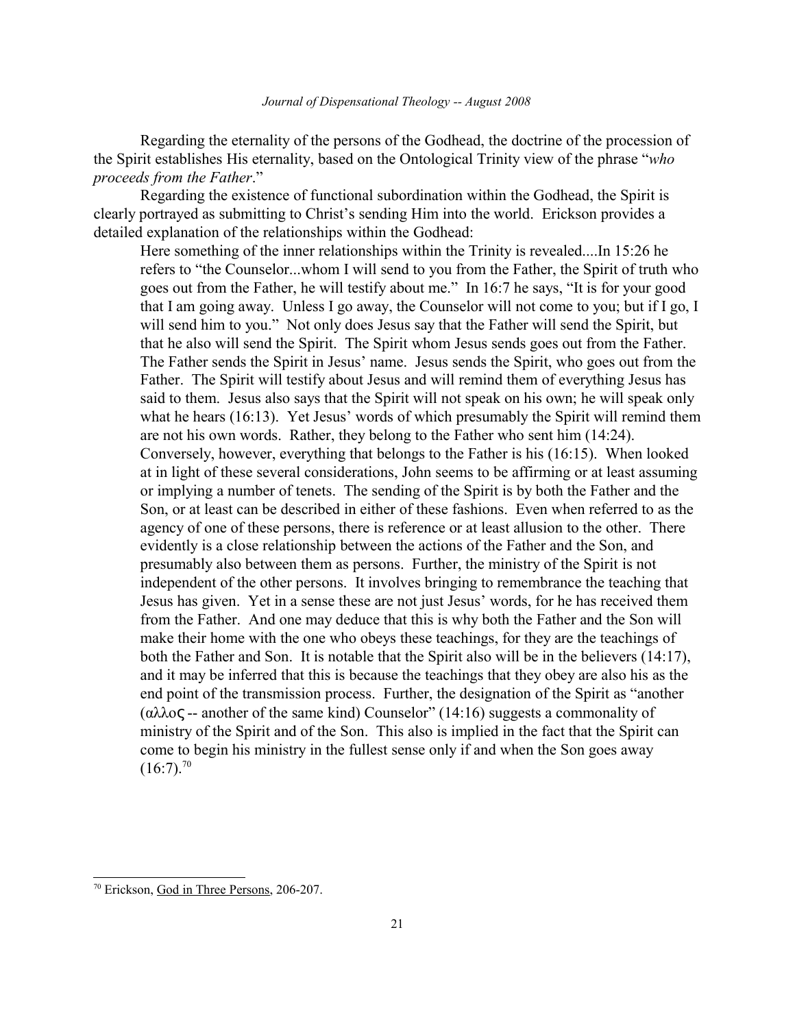Regarding the eternality of the persons of the Godhead, the doctrine of the procession of the Spirit establishes His eternality, based on the Ontological Trinity view of the phrase "*who proceeds from the Father*."

Regarding the existence of functional subordination within the Godhead, the Spirit is clearly portrayed as submitting to Christ's sending Him into the world. Erickson provides a detailed explanation of the relationships within the Godhead:

> Here something of the inner relationships within the Trinity is revealed....In 15:26 he refers to "the Counselor...whom I will send to you from the Father, the Spirit of truth who goes out from the Father, he will testify about me." In 16:7 he says, "It is for your good that I am going away. Unless I go away, the Counselor will not come to you; but if I go, I will send him to you." Not only does Jesus say that the Father will send the Spirit, but that he also will send the Spirit. The Spirit whom Jesus sends goes out from the Father. The Father sends the Spirit in Jesus' name. Jesus sends the Spirit, who goes out from the Father. The Spirit will testify about Jesus and will remind them of everything Jesus has said to them. Jesus also says that the Spirit will not speak on his own; he will speak only what he hears (16:13). Yet Jesus' words of which presumably the Spirit will remind them are not his own words. Rather, they belong to the Father who sent him (14:24). Conversely, however, everything that belongs to the Father is his (16:15). When looked at in light of these several considerations, John seems to be affirming or at least assuming or implying a number of tenets. The sending of the Spirit is by both the Father and the Son, or at least can be described in either of these fashions. Even when referred to as the agency of one of these persons, there is reference or at least allusion to the other. There evidently is a close relationship between the actions of the Father and the Son, and presumably also between them as persons. Further, the ministry of the Spirit is not independent of the other persons. It involves bringing to remembrance the teaching that Jesus has given. Yet in a sense these are not just Jesus' words, for he has received them from the Father. And one may deduce that this is why both the Father and the Son will make their home with the one who obeys these teachings, for they are the teachings of both the Father and Son. It is notable that the Spirit also will be in the believers (14:17), and it may be inferred that this is because the teachings that they obey are also his as the end point of the transmission process. Further, the designation of the Spirit as "another (αλλος -- another of the same kind) Counselor" (14:16) suggests a commonality of ministry of the Spirit and of the Son. This also is implied in the fact that the Spirit can come to begin his ministry in the fullest sense only if and when the Son goes away (16:7).[70]

---

[70] Erickson, God in Three Persons, 206-207.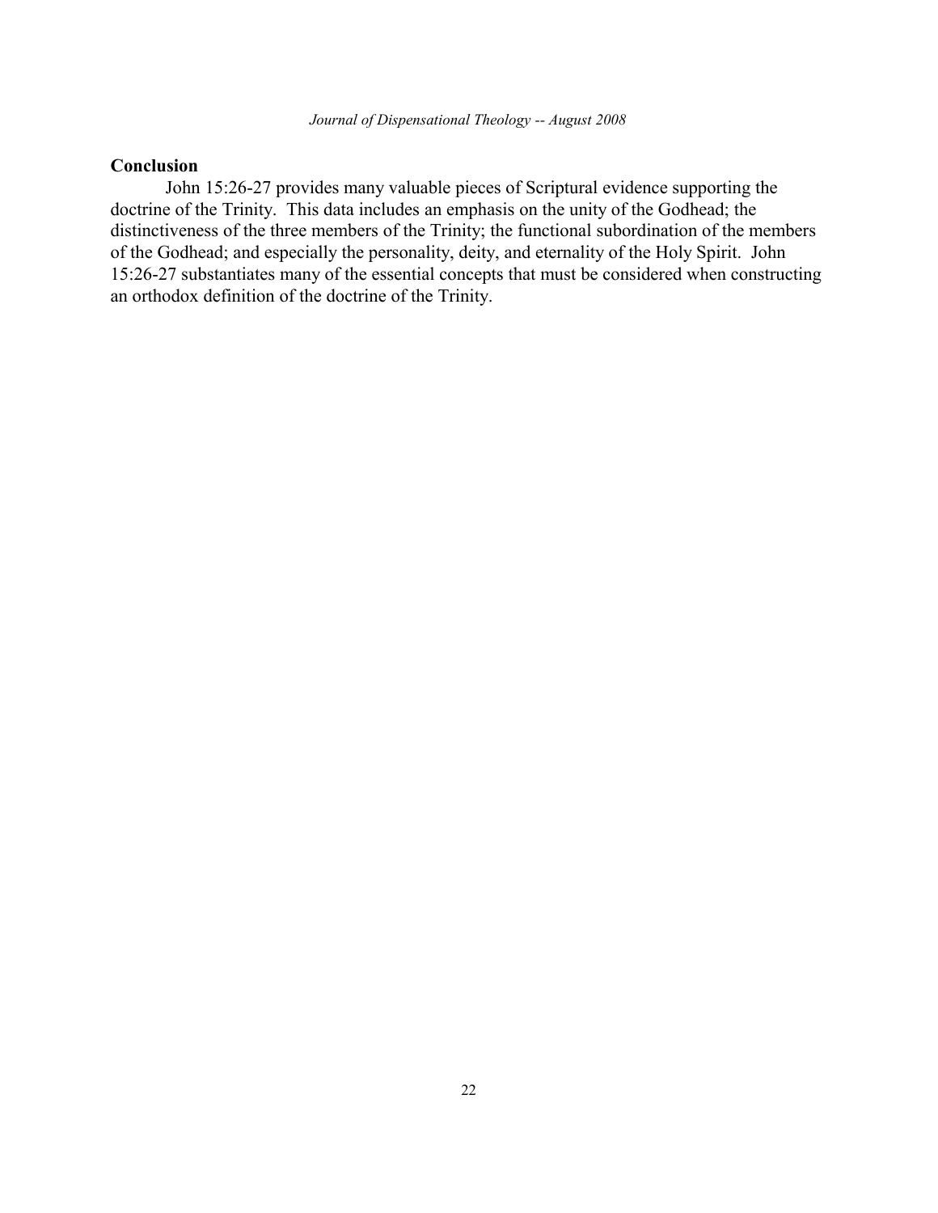## Conclusion

John 15:26-27 provides many valuable pieces of Scriptural evidence supporting the doctrine of the Trinity. This data includes an emphasis on the unity of the Godhead; the distinctiveness of the three members of the Trinity; the functional subordination of the members of the Godhead; and especially the personality, deity, and eternality of the Holy Spirit. John 15:26-27 substantiates many of the essential concepts that must be considered when constructing an orthodox definition of the doctrine of the Trinity.